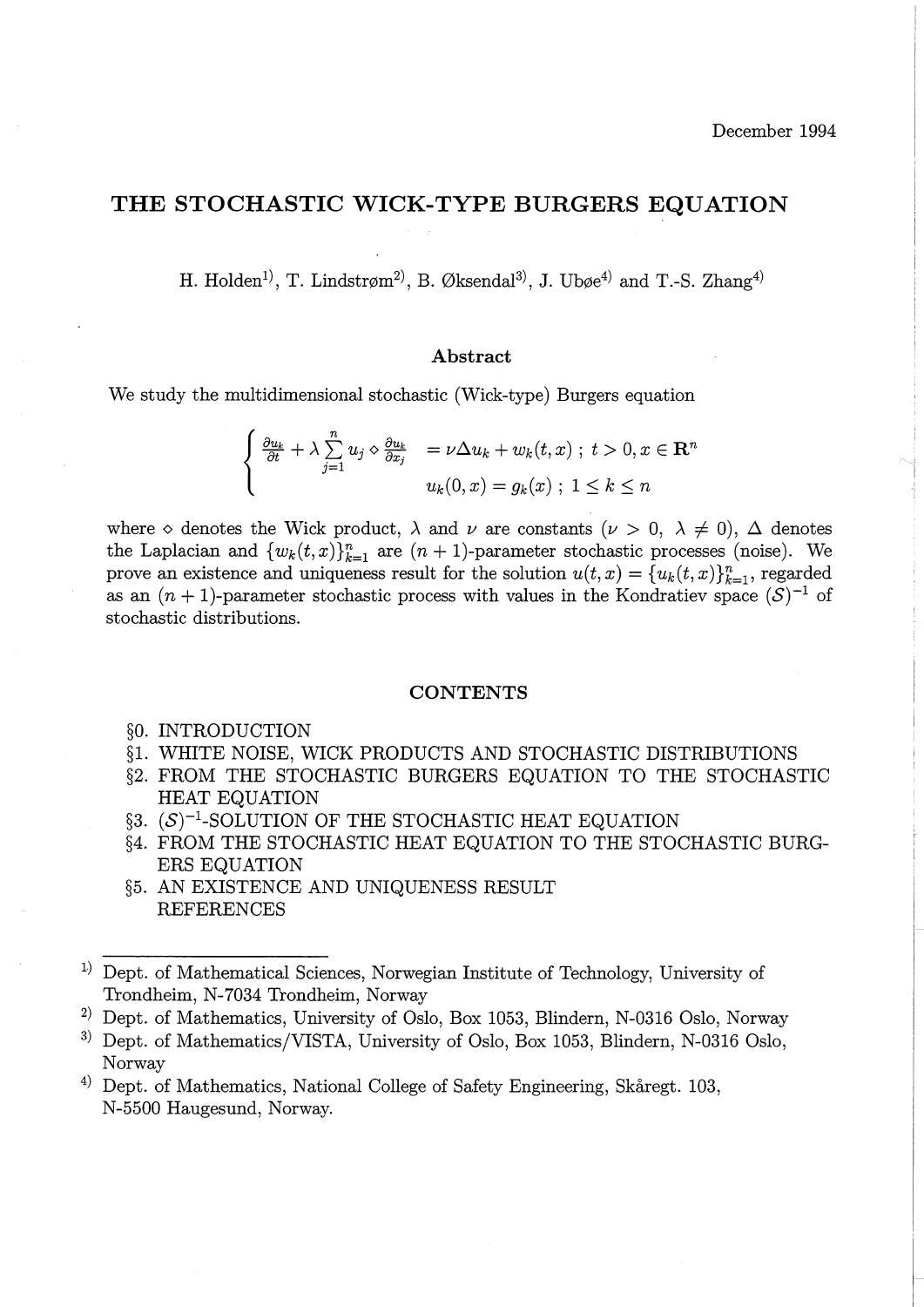December 1994

# THE STOCHASTIC WICK-TYPE BURGERS EQUATION

H. Holden[1], T. Lindstrøm[2], B. Øksendal[3], J. Ubøe[4] and T.-S. Zhang[4]

### Abstract

We study the multidimensional stochastic (Wick-type) Burgers equation

$$\begin{cases} \frac{\partial u_k}{\partial t} + \lambda \sum_{j=1}^{n} u_j \diamond \frac{\partial u_k}{\partial x_j} & = \nu \Delta u_k + w_k(t,x) \; ; \; t > 0, x \in \mathbf{R}^n \\ & u_k(0,x) = g_k(x) \; ; \; 1 \leq k \leq n \end{cases}$$

where $\diamond$ denotes the Wick product, $\lambda$ and $\nu$ are constants ($\nu > 0$, $\lambda \neq 0$), $\Delta$ denotes the Laplacian and $\{w_k(t,x)\}_{k=1}^n$ are $(n+1)$-parameter stochastic processes (noise). We prove an existence and uniqueness result for the solution $u(t,x) = \{u_k(t,x)\}_{k=1}^n$, regarded as an $(n+1)$-parameter stochastic process with values in the Kondratiev space $(\mathcal{S})^{-1}$ of stochastic distributions.

### CONTENTS

§0. INTRODUCTION
§1. WHITE NOISE, WICK PRODUCTS AND STOCHASTIC DISTRIBUTIONS
§2. FROM THE STOCHASTIC BURGERS EQUATION TO THE STOCHASTIC HEAT EQUATION
§3. $(\mathcal{S})^{-1}$-SOLUTION OF THE STOCHASTIC HEAT EQUATION
§4. FROM THE STOCHASTIC HEAT EQUATION TO THE STOCHASTIC BURGERS EQUATION
§5. AN EXISTENCE AND UNIQUENESS RESULT
REFERENCES

---

[1] Dept. of Mathematical Sciences, Norwegian Institute of Technology, University of Trondheim, N-7034 Trondheim, Norway

[2] Dept. of Mathematics, University of Oslo, Box 1053, Blindern, N-0316 Oslo, Norway

[3] Dept. of Mathematics/VISTA, University of Oslo, Box 1053, Blindern, N-0316 Oslo, Norway

[4] Dept. of Mathematics, National College of Safety Engineering, Skåregt. 103, N-5500 Haugesund, Norway.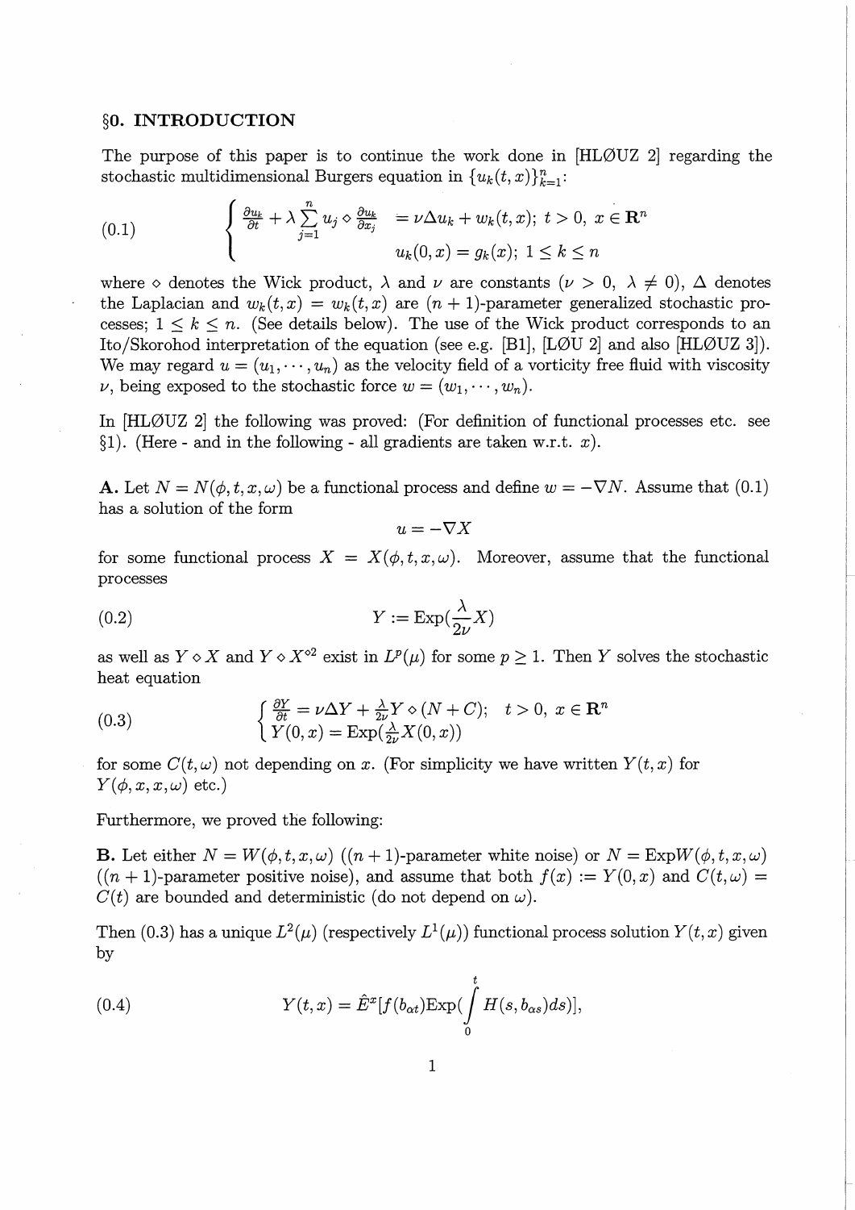## §0. INTRODUCTION

The purpose of this paper is to continue the work done in [HLØUZ 2] regarding the stochastic multidimensional Burgers equation in $\{u_k(t,x)\}_{k=1}^n$:

$$
\text{(0.1)} \qquad \begin{cases} \frac{\partial u_k}{\partial t} + \lambda \sum_{j=1}^{n} u_j \diamond \frac{\partial u_k}{\partial x_j} & = \nu \Delta u_k + w_k(t,x); \ t > 0, \ x \in \mathbf{R}^n \\ & u_k(0,x) = g_k(x); \ 1 \leq k \leq n \end{cases}
$$

where $\diamond$ denotes the Wick product, $\lambda$ and $\nu$ are constants ($\nu > 0$, $\lambda \neq 0$), $\Delta$ denotes the Laplacian and $w_k(t,x) = w_k(t,x)$ are $(n+1)$-parameter generalized stochastic processes; $1 \leq k \leq n$. (See details below). The use of the Wick product corresponds to an Ito/Skorohod interpretation of the equation (see e.g. [B1], [LØU 2] and also [HLØUZ 3]). We may regard $u = (u_1, \cdots, u_n)$ as the velocity field of a vorticity free fluid with viscosity $\nu$, being exposed to the stochastic force $w = (w_1, \cdots, w_n)$.

In [HLØUZ 2] the following was proved: (For definition of functional processes etc. see §1). (Here - and in the following - all gradients are taken w.r.t. $x$).

**A.** Let $N = N(\phi, t, x, \omega)$ be a functional process and define $w = -\nabla N$. Assume that (0.1) has a solution of the form

$$
u = -\nabla X
$$

for some functional process $X = X(\phi, t, x, \omega)$. Moreover, assume that the functional processes

$$
\text{(0.2)} \qquad Y := \operatorname{Exp}(\frac{\lambda}{2\nu} X)
$$

as well as $Y \diamond X$ and $Y \diamond X^{\diamond 2}$ exist in $L^p(\mu)$ for some $p \geq 1$. Then $Y$ solves the stochastic heat equation

$$
\text{(0.3)} \qquad \begin{cases} \frac{\partial Y}{\partial t} = \nu \Delta Y + \frac{\lambda}{2\nu} Y \diamond (N + C); \quad t > 0, \ x \in \mathbf{R}^n \\ Y(0,x) = \operatorname{Exp}(\frac{\lambda}{2\nu} X(0,x)) \end{cases}
$$

for some $C(t, \omega)$ not depending on $x$. (For simplicity we have written $Y(t,x)$ for $Y(\phi, x, x, \omega)$ etc.)

Furthermore, we proved the following:

**B.** Let either $N = W(\phi, t, x, \omega)$ ($(n+1)$-parameter white noise) or $N = \operatorname{Exp} W(\phi, t, x, \omega)$ ($(n+1)$-parameter positive noise), and assume that both $f(x) := Y(0,x)$ and $C(t, \omega) = C(t)$ are bounded and deterministic (do not depend on $\omega$).

Then (0.3) has a unique $L^2(\mu)$ (respectively $L^1(\mu)$) functional process solution $Y(t,x)$ given by

$$
\text{(0.4)} \qquad Y(t,x) = \hat{E}^x[f(b_{\alpha t}) \operatorname{Exp}(\int_0^t H(s, b_{\alpha s}) ds)],
$$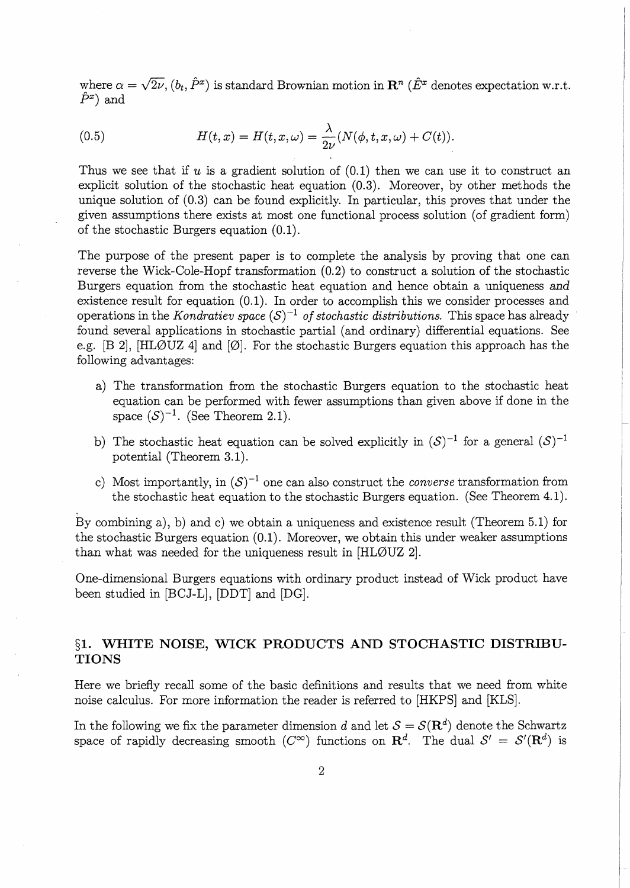where $\alpha = \sqrt{2\nu}$, $(b_t, \hat{P}^x)$ is standard Brownian motion in $\mathbf{R}^n$ ($\hat{E}^x$ denotes expectation w.r.t. $\hat{P}^x$) and

$$H(t,x) = H(t,x,\omega) = \frac{\lambda}{2\nu}(N(\phi,t,x,\omega) + C(t)). \tag{0.5}$$

Thus we see that if $u$ is a gradient solution of (0.1) then we can use it to construct an explicit solution of the stochastic heat equation (0.3). Moreover, by other methods the unique solution of (0.3) can be found explicitly. In particular, this proves that under the given assumptions there exists at most one functional process solution (of gradient form) of the stochastic Burgers equation (0.1).

The purpose of the present paper is to complete the analysis by proving that one can reverse the Wick-Cole-Hopf transformation (0.2) to construct a solution of the stochastic Burgers equation from the stochastic heat equation and hence obtain a uniqueness *and* existence result for equation (0.1). In order to accomplish this we consider processes and operations in the *Kondratiev space* $(\mathcal{S})^{-1}$ *of stochastic distributions.* This space has already found several applications in stochastic partial (and ordinary) differential equations. See e.g. [B 2], [HLØUZ 4] and [Ø]. For the stochastic Burgers equation this approach has the following advantages:

a) The transformation from the stochastic Burgers equation to the stochastic heat equation can be performed with fewer assumptions than given above if done in the space $(\mathcal{S})^{-1}$. (See Theorem 2.1).

b) The stochastic heat equation can be solved explicitly in $(\mathcal{S})^{-1}$ for a general $(\mathcal{S})^{-1}$ potential (Theorem 3.1).

c) Most importantly, in $(\mathcal{S})^{-1}$ one can also construct the *converse* transformation from the stochastic heat equation to the stochastic Burgers equation. (See Theorem 4.1).

By combining a), b) and c) we obtain a uniqueness and existence result (Theorem 5.1) for the stochastic Burgers equation (0.1). Moreover, we obtain this under weaker assumptions than what was needed for the uniqueness result in [HLØUZ 2].

One-dimensional Burgers equations with ordinary product instead of Wick product have been studied in [BCJ-L], [DDT] and [DG].

## §1. WHITE NOISE, WICK PRODUCTS AND STOCHASTIC DISTRIBUTIONS

Here we briefly recall some of the basic definitions and results that we need from white noise calculus. For more information the reader is referred to [HKPS] and [KLS].

In the following we fix the parameter dimension $d$ and let $\mathcal{S} = \mathcal{S}(\mathbf{R}^d)$ denote the Schwartz space of rapidly decreasing smooth ($C^\infty$) functions on $\mathbf{R}^d$. The dual $\mathcal{S}' = \mathcal{S}'(\mathbf{R}^d)$ is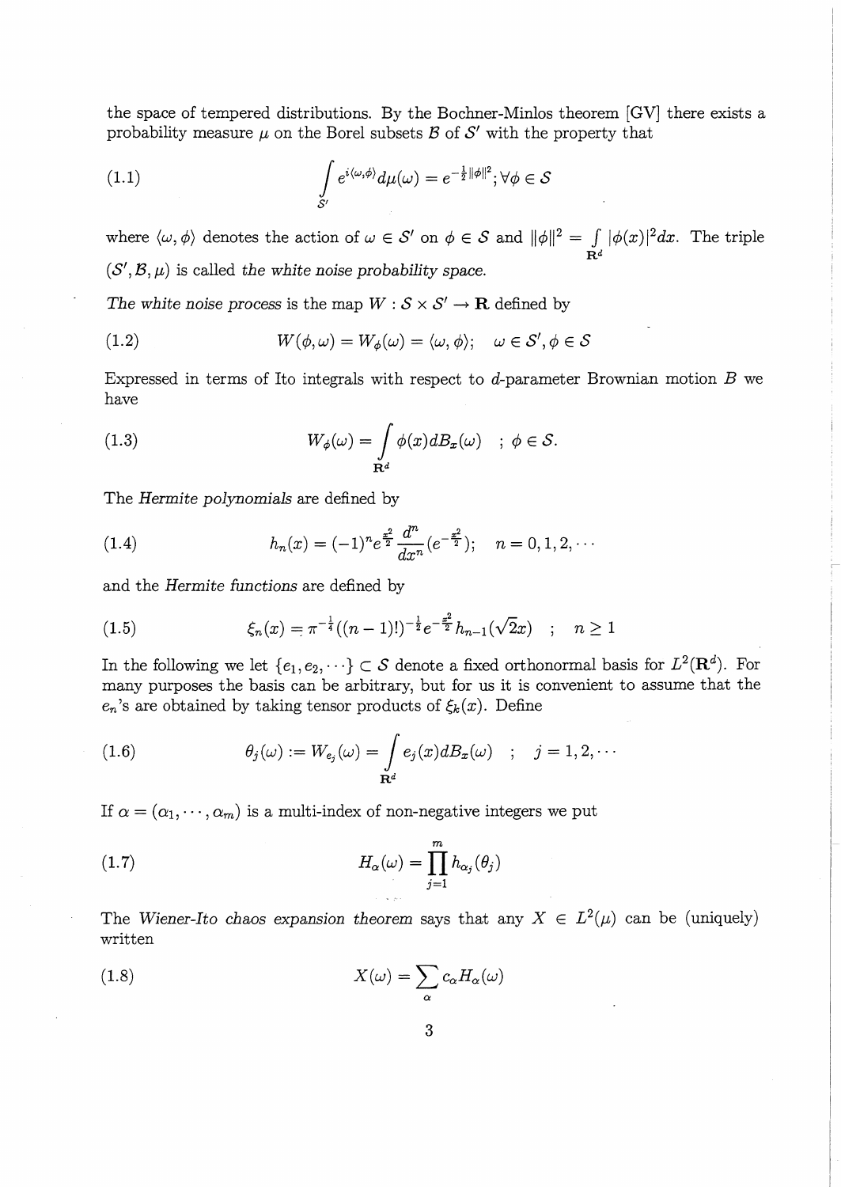the space of tempered distributions. By the Bochner-Minlos theorem [GV] there exists a probability measure $\mu$ on the Borel subsets $\mathcal{B}$ of $\mathcal{S}'$ with the property that

$$\int_{\mathcal{S}'} e^{i\langle\omega,\phi\rangle} d\mu(\omega) = e^{-\frac{1}{2}\|\phi\|^2}; \forall \phi \in \mathcal{S} \tag{1.1}$$

where $\langle\omega, \phi\rangle$ denotes the action of $\omega \in \mathcal{S}'$ on $\phi \in \mathcal{S}$ and $\|\phi\|^2 = \int_{\mathbf{R}^d} |\phi(x)|^2 dx$. The triple $(\mathcal{S}', \mathcal{B}, \mu)$ is called *the white noise probability space.*

*The white noise process* is the map $W : \mathcal{S} \times \mathcal{S}' \to \mathbf{R}$ defined by

$$W(\phi, \omega) = W_\phi(\omega) = \langle\omega, \phi\rangle; \quad \omega \in \mathcal{S}', \phi \in \mathcal{S} \tag{1.2}$$

Expressed in terms of Ito integrals with respect to $d$-parameter Brownian motion $B$ we have

$$W_\phi(\omega) = \int_{\mathbf{R}^d} \phi(x) dB_x(\omega) \quad ; \ \phi \in \mathcal{S}. \tag{1.3}$$

The *Hermite polynomials* are defined by

$$h_n(x) = (-1)^n e^{\frac{x^2}{2}} \frac{d^n}{dx^n}(e^{-\frac{x^2}{2}}); \quad n = 0, 1, 2, \cdots \tag{1.4}$$

and the *Hermite functions* are defined by

$$\xi_n(x) = \pi^{-\frac{1}{4}}((n-1)!)^{-\frac{1}{2}} e^{-\frac{x^2}{2}} h_{n-1}(\sqrt{2}x) \quad ; \quad n \geq 1 \tag{1.5}$$

In the following we let $\{e_1, e_2, \cdots\} \subset \mathcal{S}$ denote a fixed orthonormal basis for $L^2(\mathbf{R}^d)$. For many purposes the basis can be arbitrary, but for us it is convenient to assume that the $e_n$'s are obtained by taking tensor products of $\xi_k(x)$. Define

$$\theta_j(\omega) := W_{e_j}(\omega) = \int_{\mathbf{R}^d} e_j(x) dB_x(\omega) \quad ; \quad j = 1, 2, \cdots \tag{1.6}$$

If $\alpha = (\alpha_1, \cdots, \alpha_m)$ is a multi-index of non-negative integers we put

$$H_\alpha(\omega) = \prod_{j=1}^{m} h_{\alpha_j}(\theta_j) \tag{1.7}$$

The *Wiener-Ito chaos expansion theorem* says that any $X \in L^2(\mu)$ can be (uniquely) written

$$X(\omega) = \sum_\alpha c_\alpha H_\alpha(\omega) \tag{1.8}$$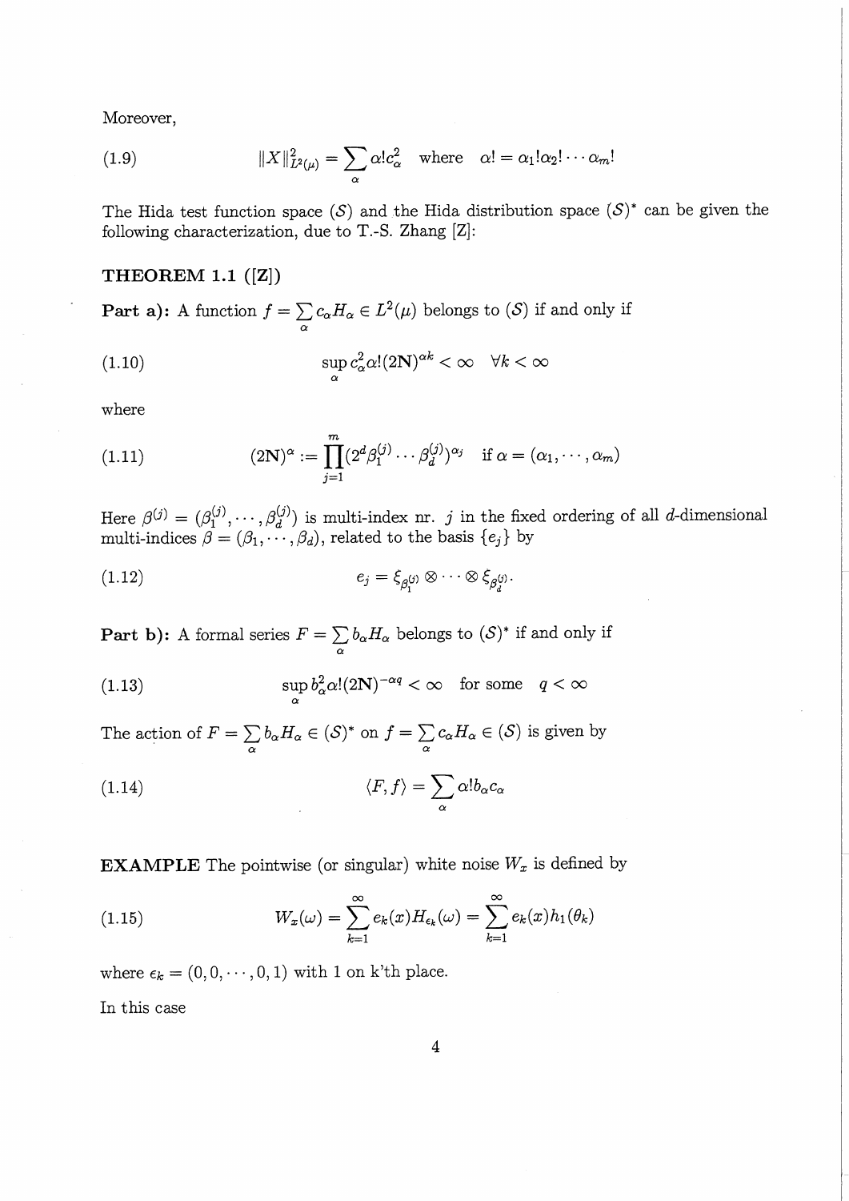Moreover,

$$\|X\|^2_{L^2(\mu)} = \sum_\alpha \alpha! c_\alpha^2 \quad \text{where} \quad \alpha! = \alpha_1!\alpha_2!\cdots\alpha_m! \tag{1.9}$$

The Hida test function space $(\mathcal{S})$ and the Hida distribution space $(\mathcal{S})^*$ can be given the following characterization, due to T.-S. Zhang [Z]:

**THEOREM 1.1 ([Z])**

**Part a):** A function $f = \sum_\alpha c_\alpha H_\alpha \in L^2(\mu)$ belongs to $(\mathcal{S})$ if and only if

$$\sup_\alpha c_\alpha^2 \alpha! (2\mathbf{N})^{\alpha k} < \infty \quad \forall k < \infty \tag{1.10}$$

where

$$(2\mathbf{N})^\alpha := \prod_{j=1}^m (2^d \beta_1^{(j)} \cdots \beta_d^{(j)})^{\alpha_j} \quad \text{if } \alpha = (\alpha_1, \cdots, \alpha_m) \tag{1.11}$$

Here $\beta^{(j)} = (\beta_1^{(j)}, \cdots, \beta_d^{(j)})$ is multi-index nr. $j$ in the fixed ordering of all $d$-dimensional multi-indices $\beta = (\beta_1, \cdots, \beta_d)$, related to the basis $\{e_j\}$ by

$$e_j = \xi_{\beta_1^{(j)}} \otimes \cdots \otimes \xi_{\beta_d^{(j)}}. \tag{1.12}$$

**Part b):** A formal series $F = \sum_\alpha b_\alpha H_\alpha$ belongs to $(\mathcal{S})^*$ if and only if

$$\sup_\alpha b_\alpha^2 \alpha! (2\mathbf{N})^{-\alpha q} < \infty \quad \text{for some} \quad q < \infty \tag{1.13}$$

The action of $F = \sum_\alpha b_\alpha H_\alpha \in (\mathcal{S})^*$ on $f = \sum_\alpha c_\alpha H_\alpha \in (\mathcal{S})$ is given by

$$\langle F, f \rangle = \sum_\alpha \alpha! b_\alpha c_\alpha \tag{1.14}$$

**EXAMPLE** The pointwise (or singular) white noise $W_x$ is defined by

$$W_x(\omega) = \sum_{k=1}^\infty e_k(x) H_{\epsilon_k}(\omega) = \sum_{k=1}^\infty e_k(x) h_1(\theta_k) \tag{1.15}$$

where $\epsilon_k = (0, 0, \cdots, 0, 1)$ with 1 on k'th place.

In this case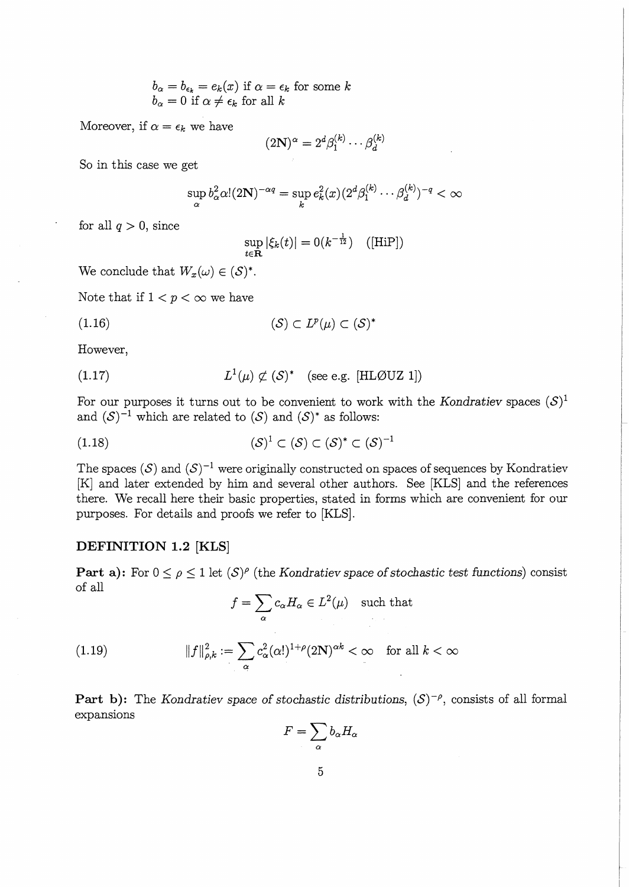$$b_\alpha = b_{\epsilon_k} = e_k(x) \text{ if } \alpha = \epsilon_k \text{ for some } k$$
$$b_\alpha = 0 \text{ if } \alpha \neq \epsilon_k \text{ for all } k$$

Moreover, if $\alpha = \epsilon_k$ we have

$$(2\mathbf{N})^\alpha = 2^d \beta_1^{(k)} \cdots \beta_d^{(k)}$$

So in this case we get

$$\sup_\alpha b_\alpha^2 \alpha! (2\mathbf{N})^{-\alpha q} = \sup_k e_k^2(x) (2^d \beta_1^{(k)} \cdots \beta_d^{(k)})^{-q} < \infty$$

for all $q > 0$, since

$$\sup_{t \in \mathbf{R}} |\xi_k(t)| = 0(k^{-\frac{1}{12}}) \quad \text{([HiP])}$$

We conclude that $W_x(\omega) \in (\mathcal{S})^*$.

Note that if $1 < p < \infty$ we have

$$(\mathcal{S}) \subset L^p(\mu) \subset (\mathcal{S})^* \tag{1.16}$$

However,

$$L^1(\mu) \not\subset (\mathcal{S})^* \quad \text{(see e.g. [HLØUZ 1])} \tag{1.17}$$

For our purposes it turns out to be convenient to work with the *Kondratiev* spaces $(\mathcal{S})^1$ and $(\mathcal{S})^{-1}$ which are related to $(\mathcal{S})$ and $(\mathcal{S})^*$ as follows:

$$(\mathcal{S})^1 \subset (\mathcal{S}) \subset (\mathcal{S})^* \subset (\mathcal{S})^{-1} \tag{1.18}$$

The spaces $(\mathcal{S})$ and $(\mathcal{S})^{-1}$ were originally constructed on spaces of sequences by Kondratiev [K] and later extended by him and several other authors. See [KLS] and the references there. We recall here their basic properties, stated in forms which are convenient for our purposes. For details and proofs we refer to [KLS].

### DEFINITION 1.2 [KLS]

**Part a):** For $0 \le \rho \le 1$ let $(\mathcal{S})^\rho$ (the *Kondratiev space of stochastic test functions*) consist of all

$$f = \sum_\alpha c_\alpha H_\alpha \in L^2(\mu) \quad \text{such that}$$

$$\|f\|_{\rho,k}^2 := \sum_\alpha c_\alpha^2 (\alpha!)^{1+\rho} (2\mathbf{N})^{\alpha k} < \infty \quad \text{for all } k < \infty \tag{1.19}$$

**Part b):** The *Kondratiev space of stochastic distributions*, $(\mathcal{S})^{-\rho}$, consists of all formal expansions

$$F = \sum_\alpha b_\alpha H_\alpha$$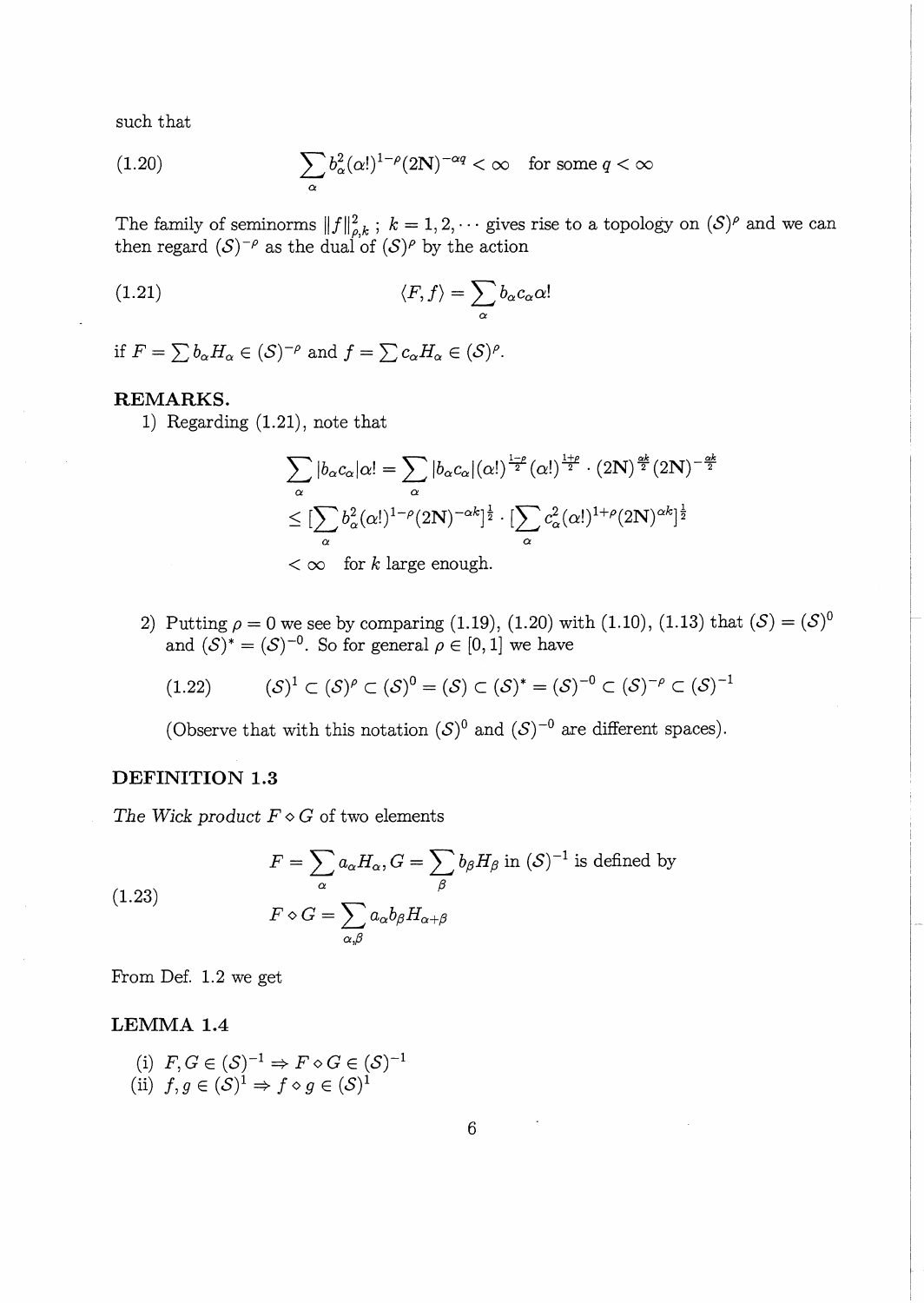such that

$$\sum_{\alpha} b_\alpha^2 (\alpha!)^{1-\rho} (2\mathbf{N})^{-\alpha q} < \infty \quad \text{for some } q < \infty \tag{1.20}$$

The family of seminorms $\|f\|^2_{\rho,k}$ ; $k = 1, 2, \cdots$ gives rise to a topology on $(\mathcal{S})^\rho$ and we can then regard $(\mathcal{S})^{-\rho}$ as the dual of $(\mathcal{S})^\rho$ by the action

$$\langle F, f \rangle = \sum_{\alpha} b_\alpha c_\alpha \alpha! \tag{1.21}$$

if $F = \sum b_\alpha H_\alpha \in (\mathcal{S})^{-\rho}$ and $f = \sum c_\alpha H_\alpha \in (\mathcal{S})^\rho$.

**REMARKS.**

1) Regarding (1.21), note that

$$\begin{aligned}
\sum_{\alpha} |b_\alpha c_\alpha| \alpha! &= \sum_{\alpha} |b_\alpha c_\alpha| (\alpha!)^{\frac{1-\rho}{2}} (\alpha!)^{\frac{1+\rho}{2}} \cdot (2\mathbf{N})^{\frac{\alpha k}{2}} (2\mathbf{N})^{-\frac{\alpha k}{2}} \\
&\leq [\sum_{\alpha} b_\alpha^2 (\alpha!)^{1-\rho} (2\mathbf{N})^{-\alpha k}]^{\frac{1}{2}} \cdot [\sum_{\alpha} c_\alpha^2 (\alpha!)^{1+\rho} (2\mathbf{N})^{\alpha k}]^{\frac{1}{2}} \\
&< \infty \quad \text{for } k \text{ large enough.}
\end{aligned}$$

2) Putting $\rho = 0$ we see by comparing (1.19), (1.20) with (1.10), (1.13) that $(\mathcal{S}) = (\mathcal{S})^0$ and $(\mathcal{S})^* = (\mathcal{S})^{-0}$. So for general $\rho \in [0, 1]$ we have

$$(\mathcal{S})^1 \subset (\mathcal{S})^\rho \subset (\mathcal{S})^0 = (\mathcal{S}) \subset (\mathcal{S})^* = (\mathcal{S})^{-0} \subset (\mathcal{S})^{-\rho} \subset (\mathcal{S})^{-1} \tag{1.22}$$

(Observe that with this notation $(\mathcal{S})^0$ and $(\mathcal{S})^{-0}$ are different spaces).

**DEFINITION 1.3**

*The Wick product* $F \diamond G$ of two elements

$$\begin{aligned}
&F = \sum_{\alpha} a_\alpha H_\alpha, G = \sum_{\beta} b_\beta H_\beta \text{ in } (\mathcal{S})^{-1} \text{ is defined by} \\
&F \diamond G = \sum_{\alpha,\beta} a_\alpha b_\beta H_{\alpha+\beta}
\end{aligned} \tag{1.23}$$

From Def. 1.2 we get

**LEMMA 1.4**

(i) $F, G \in (\mathcal{S})^{-1} \Rightarrow F \diamond G \in (\mathcal{S})^{-1}$
(ii) $f, g \in (\mathcal{S})^1 \Rightarrow f \diamond g \in (\mathcal{S})^1$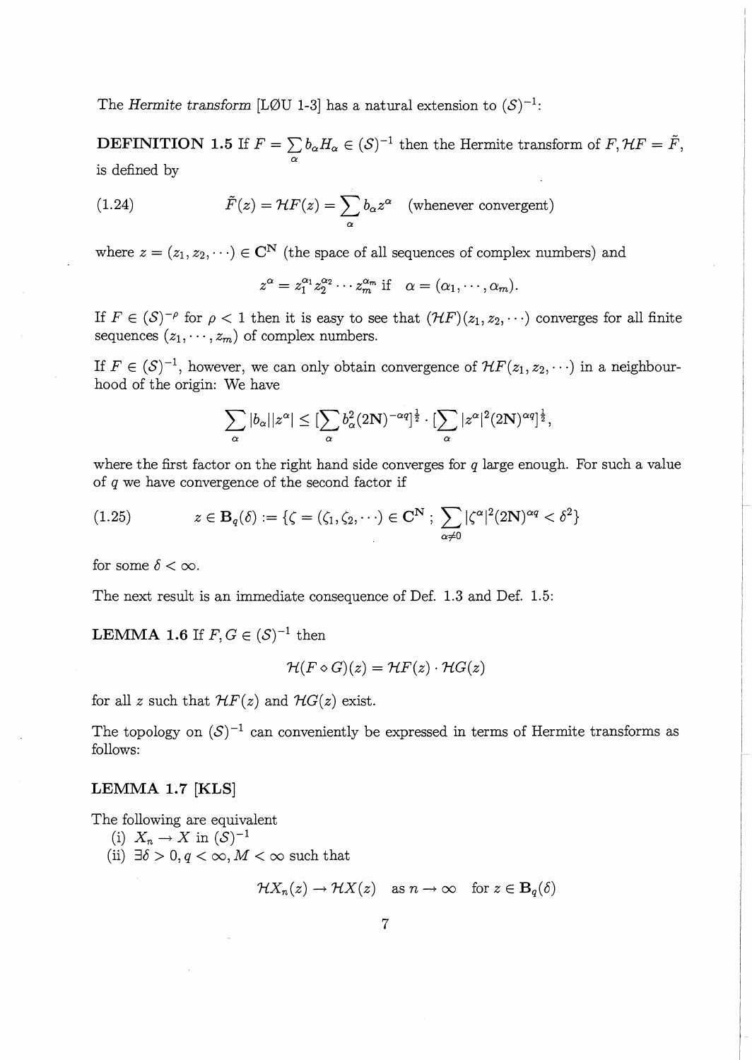The *Hermite transform* [LØU 1-3] has a natural extension to $(\mathcal{S})^{-1}$:

**DEFINITION 1.5** If $F = \sum_\alpha b_\alpha H_\alpha \in (\mathcal{S})^{-1}$ then the Hermite transform of $F, \mathcal{H}F = \tilde{F}$, is defined by

$$\tilde{F}(z) = \mathcal{H}F(z) = \sum_\alpha b_\alpha z^\alpha \quad \text{(whenever convergent)} \tag{1.24}$$

where $z = (z_1, z_2, \cdots) \in \mathbf{C}^{\mathbf{N}}$ (the space of all sequences of complex numbers) and

$$z^\alpha = z_1^{\alpha_1} z_2^{\alpha_2} \cdots z_m^{\alpha_m} \text{ if } \quad \alpha = (\alpha_1, \cdots, \alpha_m).$$

If $F \in (\mathcal{S})^{-\rho}$ for $\rho < 1$ then it is easy to see that $(\mathcal{H}F)(z_1, z_2, \cdots)$ converges for all finite sequences $(z_1, \cdots, z_m)$ of complex numbers.

If $F \in (\mathcal{S})^{-1}$, however, we can only obtain convergence of $\mathcal{H}F(z_1, z_2, \cdots)$ in a neighbourhood of the origin: We have

$$\sum_\alpha |b_\alpha||z^\alpha| \leq [\sum_\alpha b_\alpha^2 (2\mathbf{N})^{-\alpha q}]^{\frac{1}{2}} \cdot [\sum_\alpha |z^\alpha|^2 (2\mathbf{N})^{\alpha q}]^{\frac{1}{2}},$$

where the first factor on the right hand side converges for $q$ large enough. For such a value of $q$ we have convergence of the second factor if

$$z \in \mathbf{B}_q(\delta) := \{\zeta = (\zeta_1, \zeta_2, \cdots) \in \mathbf{C}^{\mathbf{N}} \, ; \, \sum_{\alpha \neq 0} |\zeta^\alpha|^2 (2\mathbf{N})^{\alpha q} < \delta^2\} \tag{1.25}$$

for some $\delta < \infty$.

The next result is an immediate consequence of Def. 1.3 and Def. 1.5:

**LEMMA 1.6** If $F, G \in (\mathcal{S})^{-1}$ then

$$\mathcal{H}(F \diamond G)(z) = \mathcal{H}F(z) \cdot \mathcal{H}G(z)$$

for all $z$ such that $\mathcal{H}F(z)$ and $\mathcal{H}G(z)$ exist.

The topology on $(\mathcal{S})^{-1}$ can conveniently be expressed in terms of Hermite transforms as follows:

**LEMMA 1.7 [KLS]**

The following are equivalent

(i) $X_n \to X$ in $(\mathcal{S})^{-1}$

(ii) $\exists \delta > 0, q < \infty, M < \infty$ such that

$$\mathcal{H}X_n(z) \to \mathcal{H}X(z) \quad \text{as } n \to \infty \quad \text{for } z \in \mathbf{B}_q(\delta)$$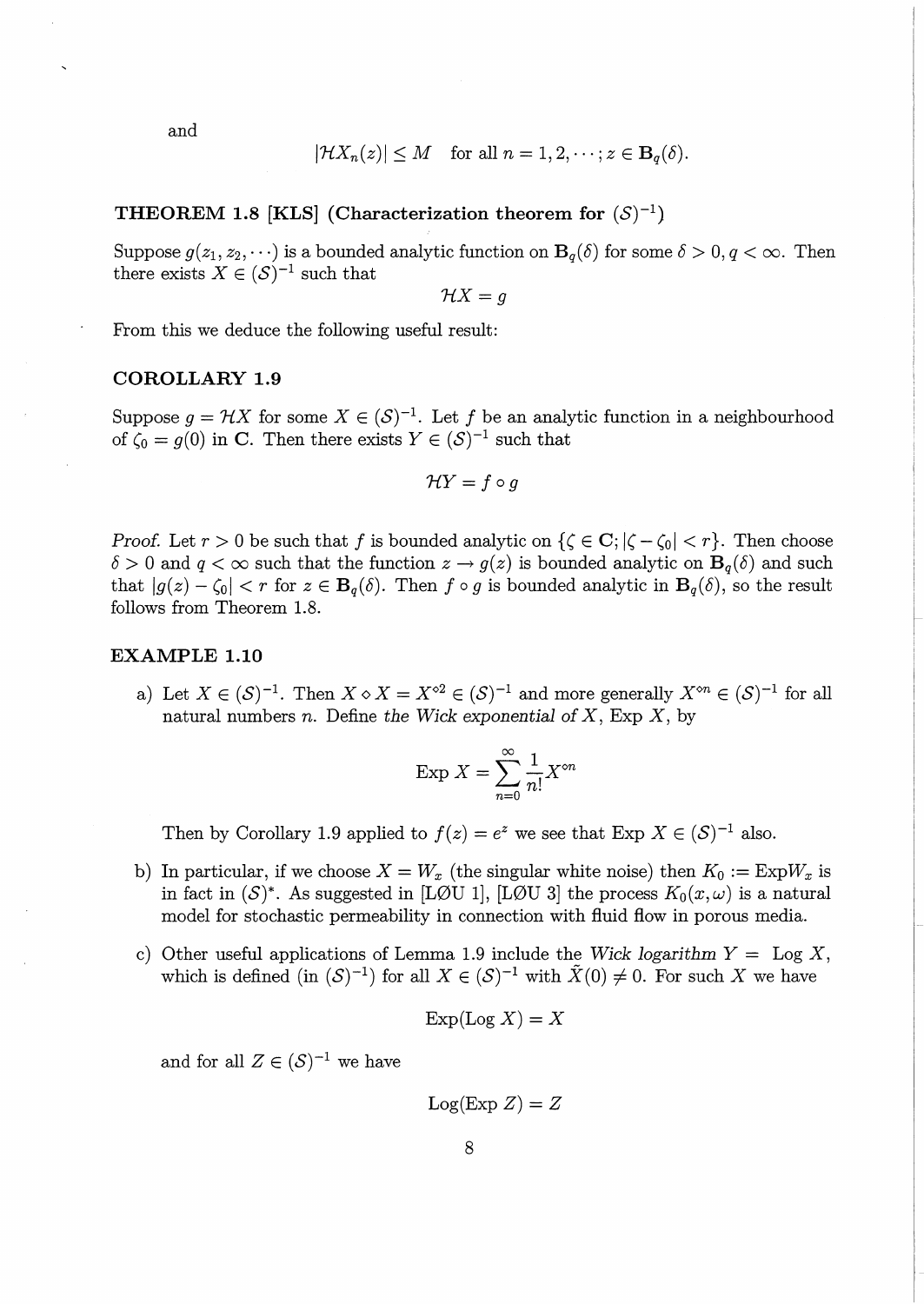and

$$|\mathcal{H}X_n(z)| \leq M \quad \text{for all } n = 1, 2, \cdots; z \in \mathbf{B}_q(\delta).$$

**THEOREM 1.8 [KLS] (Characterization theorem for $(\mathcal{S})^{-1}$)**

Suppose $g(z_1, z_2, \cdots)$ is a bounded analytic function on $\mathbf{B}_q(\delta)$ for some $\delta > 0, q < \infty$. Then there exists $X \in (\mathcal{S})^{-1}$ such that

$$\mathcal{H}X = g$$

From this we deduce the following useful result:

**COROLLARY 1.9**

Suppose $g = \mathcal{H}X$ for some $X \in (\mathcal{S})^{-1}$. Let $f$ be an analytic function in a neighbourhood of $\zeta_0 = g(0)$ in $\mathbf{C}$. Then there exists $Y \in (\mathcal{S})^{-1}$ such that

$$\mathcal{H}Y = f \circ g$$

*Proof.* Let $r > 0$ be such that $f$ is bounded analytic on $\{\zeta \in \mathbf{C}; |\zeta - \zeta_0| < r\}$. Then choose $\delta > 0$ and $q < \infty$ such that the function $z \to g(z)$ is bounded analytic on $\mathbf{B}_q(\delta)$ and such that $|g(z) - \zeta_0| < r$ for $z \in \mathbf{B}_q(\delta)$. Then $f \circ g$ is bounded analytic in $\mathbf{B}_q(\delta)$, so the result follows from Theorem 1.8.

**EXAMPLE 1.10**

a) Let $X \in (\mathcal{S})^{-1}$. Then $X \diamond X = X^{\diamond 2} \in (\mathcal{S})^{-1}$ and more generally $X^{\diamond n} \in (\mathcal{S})^{-1}$ for all natural numbers $n$. Define *the Wick exponential of* $X$, Exp $X$, by

$$\text{Exp } X = \sum_{n=0}^{\infty} \frac{1}{n!} X^{\diamond n}$$

Then by Corollary 1.9 applied to $f(z) = e^z$ we see that Exp $X \in (\mathcal{S})^{-1}$ also.

b) In particular, if we choose $X = W_x$ (the singular white noise) then $K_0 := \text{Exp} W_x$ is in fact in $(\mathcal{S})^*$. As suggested in [LØU 1], [LØU 3] the process $K_0(x, \omega)$ is a natural model for stochastic permeability in connection with fluid flow in porous media.

c) Other useful applications of Lemma 1.9 include the *Wick logarithm* $Y =$ Log $X$, which is defined (in $(\mathcal{S})^{-1}$) for all $X \in (\mathcal{S})^{-1}$ with $\tilde{X}(0) \neq 0$. For such $X$ we have

$$\text{Exp(Log } X) = X$$

and for all $Z \in (\mathcal{S})^{-1}$ we have

$$\text{Log(Exp } Z) = Z$$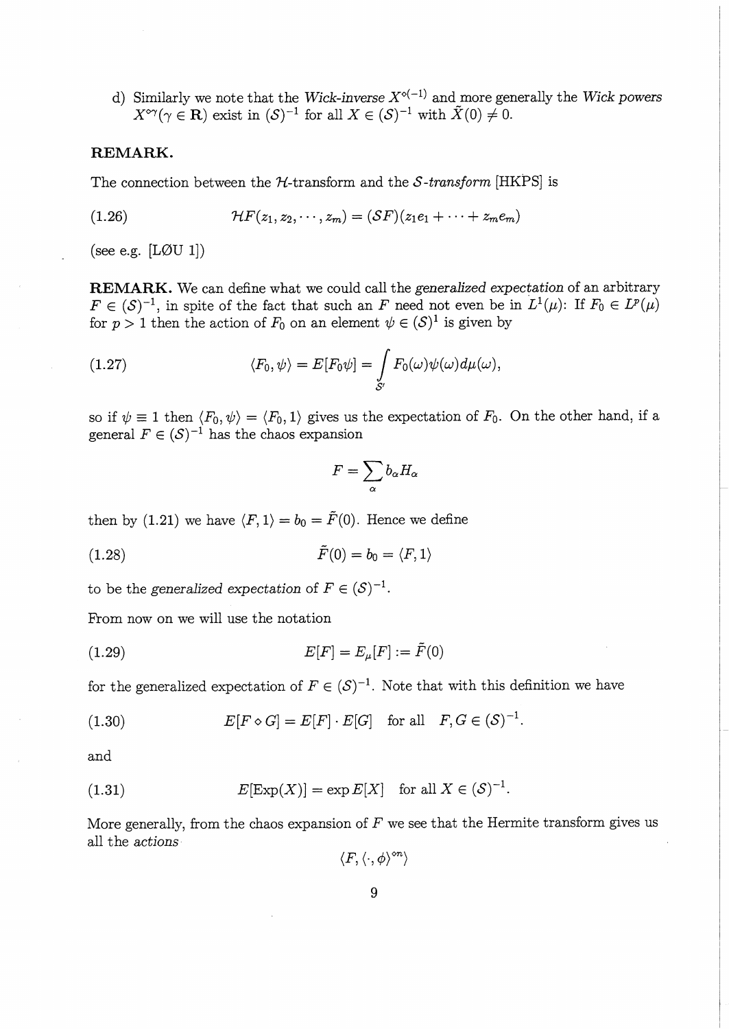d) Similarly we note that the *Wick-inverse* $X^{\diamond(-1)}$ and more generally the *Wick powers* $X^{\diamond\gamma}(\gamma \in \mathbf{R})$ exist in $(\mathcal{S})^{-1}$ for all $X \in (\mathcal{S})^{-1}$ with $\tilde{X}(0) \neq 0$.

**REMARK.**

The connection between the $\mathcal{H}$-transform and the $\mathcal{S}$-*transform* [HKPS] is

$$\mathcal{H}F(z_1, z_2, \cdots, z_m) = (\mathcal{S}F)(z_1 e_1 + \cdots + z_m e_m) \tag{1.26}$$

(see e.g. [LØU 1])

**REMARK.** We can define what we could call the *generalized expectation* of an arbitrary $F \in (\mathcal{S})^{-1}$, in spite of the fact that such an $F$ need not even be in $L^1(\mu)$: If $F_0 \in L^p(\mu)$ for $p > 1$ then the action of $F_0$ on an element $\psi \in (\mathcal{S})^1$ is given by

$$\langle F_0, \psi \rangle = E[F_0 \psi] = \int_{\mathcal{S}'} F_0(\omega)\psi(\omega)d\mu(\omega), \tag{1.27}$$

so if $\psi \equiv 1$ then $\langle F_0, \psi \rangle = \langle F_0, 1 \rangle$ gives us the expectation of $F_0$. On the other hand, if a general $F \in (\mathcal{S})^{-1}$ has the chaos expansion

$$F = \sum_\alpha b_\alpha H_\alpha$$

then by (1.21) we have $\langle F, 1 \rangle = b_0 = \tilde{F}(0)$. Hence we define

$$\tilde{F}(0) = b_0 = \langle F, 1 \rangle \tag{1.28}$$

to be the *generalized expectation* of $F \in (\mathcal{S})^{-1}$.

From now on we will use the notation

$$E[F] = E_\mu[F] := \tilde{F}(0) \tag{1.29}$$

for the generalized expectation of $F \in (\mathcal{S})^{-1}$. Note that with this definition we have

$$E[F \diamond G] = E[F] \cdot E[G] \quad \text{for all} \quad F, G \in (\mathcal{S})^{-1}. \tag{1.30}$$

and

$$E[\operatorname{Exp}(X)] = \exp E[X] \quad \text{for all } X \in (\mathcal{S})^{-1}. \tag{1.31}$$

More generally, from the chaos expansion of $F$ we see that the Hermite transform gives us all the *actions*

$$\langle F, \langle \cdot, \phi \rangle^{\diamond n} \rangle$$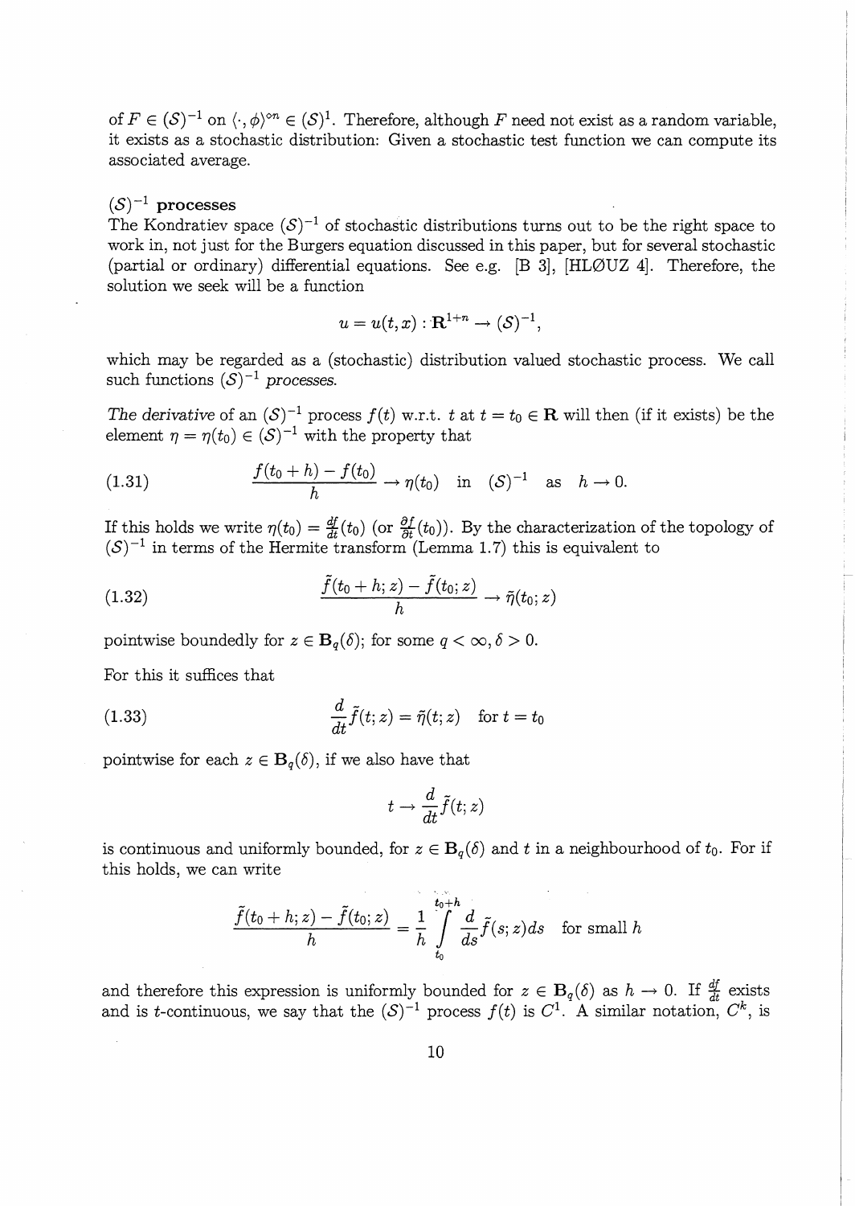of $F \in (\mathcal{S})^{-1}$ on $\langle \cdot, \phi \rangle^{\diamond n} \in (\mathcal{S})^{1}$. Therefore, although $F$ need not exist as a random variable, it exists as a stochastic distribution: Given a stochastic test function we can compute its associated average.

**$(\mathcal{S})^{-1}$ processes**

The Kondratiev space $(\mathcal{S})^{-1}$ of stochastic distributions turns out to be the right space to work in, not just for the Burgers equation discussed in this paper, but for several stochastic (partial or ordinary) differential equations. See e.g. [B 3], [HLØUZ 4]. Therefore, the solution we seek will be a function

$$u = u(t,x) : \mathbf{R}^{1+n} \to (\mathcal{S})^{-1},$$

which may be regarded as a (stochastic) distribution valued stochastic process. We call such functions $(\mathcal{S})^{-1}$ *processes.*

*The derivative* of an $(\mathcal{S})^{-1}$ process $f(t)$ w.r.t. $t$ at $t = t_0 \in \mathbf{R}$ will then (if it exists) be the element $\eta = \eta(t_0) \in (\mathcal{S})^{-1}$ with the property that

$$\frac{f(t_0+h) - f(t_0)}{h} \to \eta(t_0) \quad \text{in} \quad (\mathcal{S})^{-1} \quad \text{as} \quad h \to 0. \tag{1.31}$$

If this holds we write $\eta(t_0) = \frac{df}{dt}(t_0)$ (or $\frac{\partial f}{\partial t}(t_0)$). By the characterization of the topology of $(\mathcal{S})^{-1}$ in terms of the Hermite transform (Lemma 1.7) this is equivalent to

$$\frac{\tilde{f}(t_0+h;z) - \tilde{f}(t_0;z)}{h} \to \tilde{\eta}(t_0;z) \tag{1.32}$$

pointwise boundedly for $z \in \mathbf{B}_q(\delta)$; for some $q < \infty, \delta > 0$.

For this it suffices that

$$\frac{d}{dt}\tilde{f}(t;z) = \tilde{\eta}(t;z) \quad \text{for } t = t_0 \tag{1.33}$$

pointwise for each $z \in \mathbf{B}_q(\delta)$, if we also have that

$$t \to \frac{d}{dt}\tilde{f}(t;z)$$

is continuous and uniformly bounded, for $z \in \mathbf{B}_q(\delta)$ and $t$ in a neighbourhood of $t_0$. For if this holds, we can write

$$\frac{\tilde{f}(t_0+h;z) - \tilde{f}(t_0;z)}{h} = \frac{1}{h}\int_{t_0}^{t_0+h} \frac{d}{ds}\tilde{f}(s;z)ds \quad \text{for small } h$$

and therefore this expression is uniformly bounded for $z \in \mathbf{B}_q(\delta)$ as $h \to 0$. If $\frac{df}{dt}$ exists and is $t$-continuous, we say that the $(\mathcal{S})^{-1}$ process $f(t)$ is $C^1$. A similar notation, $C^k$, is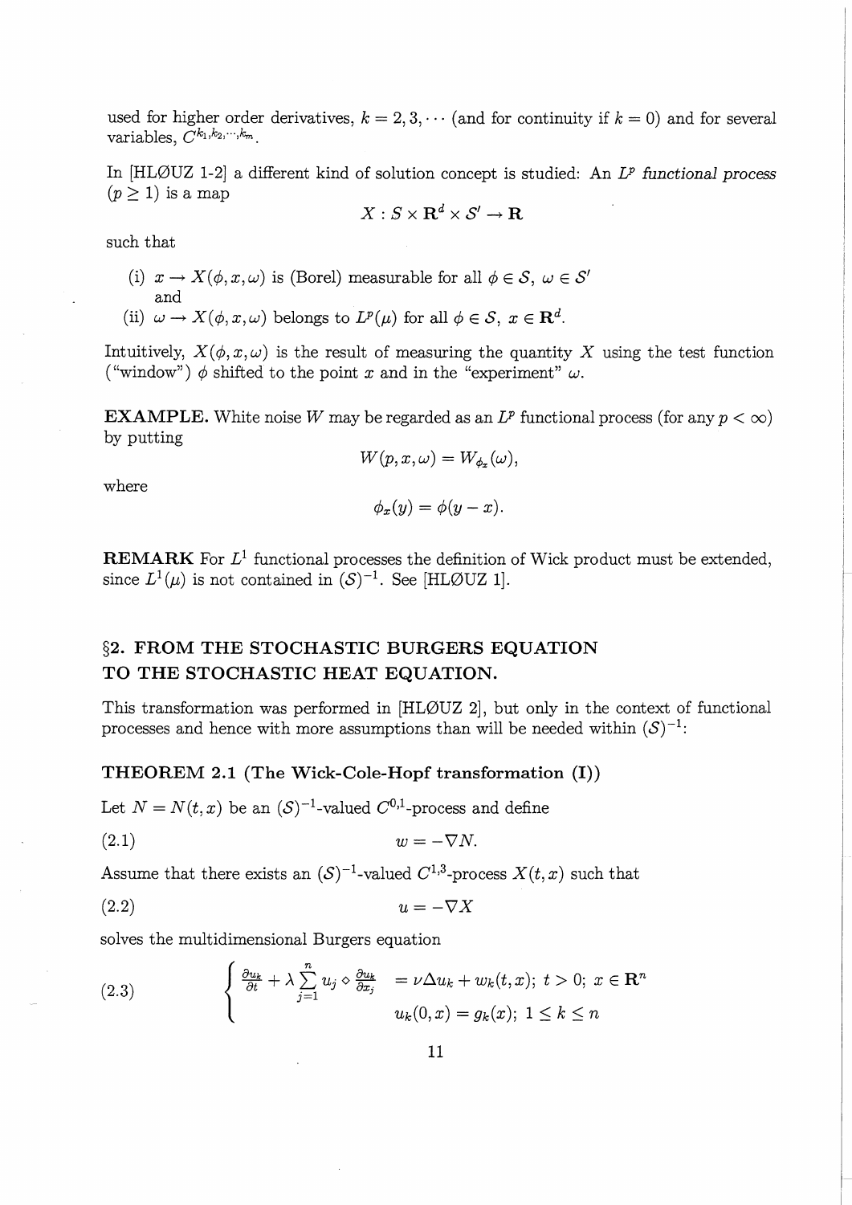used for higher order derivatives, $k = 2, 3, \cdots$ (and for continuity if $k = 0$) and for several variables, $C^{k_1, k_2, \cdots, k_m}$.

In [HLØUZ 1-2] a different kind of solution concept is studied: An *$L^p$ functional process* ($p \geq 1$) is a map

$$X : \mathcal{S} \times \mathbf{R}^d \times \mathcal{S}' \to \mathbf{R}$$

such that

(i) $x \to X(\phi, x, \omega)$ is (Borel) measurable for all $\phi \in \mathcal{S}$, $\omega \in \mathcal{S}'$ and

(ii) $\omega \to X(\phi, x, \omega)$ belongs to $L^p(\mu)$ for all $\phi \in \mathcal{S}$, $x \in \mathbf{R}^d$.

Intuitively, $X(\phi, x, \omega)$ is the result of measuring the quantity $X$ using the test function ("window") $\phi$ shifted to the point $x$ and in the "experiment" $\omega$.

**EXAMPLE.** White noise $W$ may be regarded as an $L^p$ functional process (for any $p < \infty$) by putting

$$W(p, x, \omega) = W_{\phi_x}(\omega),$$

where

$$\phi_x(y) = \phi(y - x).$$

**REMARK** For $L^1$ functional processes the definition of Wick product must be extended, since $L^1(\mu)$ is not contained in $(\mathcal{S})^{-1}$. See [HLØUZ 1].

## §2. FROM THE STOCHASTIC BURGERS EQUATION TO THE STOCHASTIC HEAT EQUATION.

This transformation was performed in [HLØUZ 2], but only in the context of functional processes and hence with more assumptions than will be needed within $(\mathcal{S})^{-1}$:

### THEOREM 2.1 (The Wick-Cole-Hopf transformation (I))

Let $N = N(t, x)$ be an $(\mathcal{S})^{-1}$-valued $C^{0,1}$-process and define

$$w = -\nabla N. \tag{2.1}$$

Assume that there exists an $(\mathcal{S})^{-1}$-valued $C^{1,3}$-process $X(t, x)$ such that

$$u = -\nabla X \tag{2.2}$$

solves the multidimensional Burgers equation

$$\begin{cases} \frac{\partial u_k}{\partial t} + \lambda \sum_{j=1}^{n} u_j \diamond \frac{\partial u_k}{\partial x_j} & = \nu \Delta u_k + w_k(t, x);\ t > 0;\ x \in \mathbf{R}^n \\ & u_k(0, x) = g_k(x);\ 1 \leq k \leq n \end{cases} \tag{2.3}$$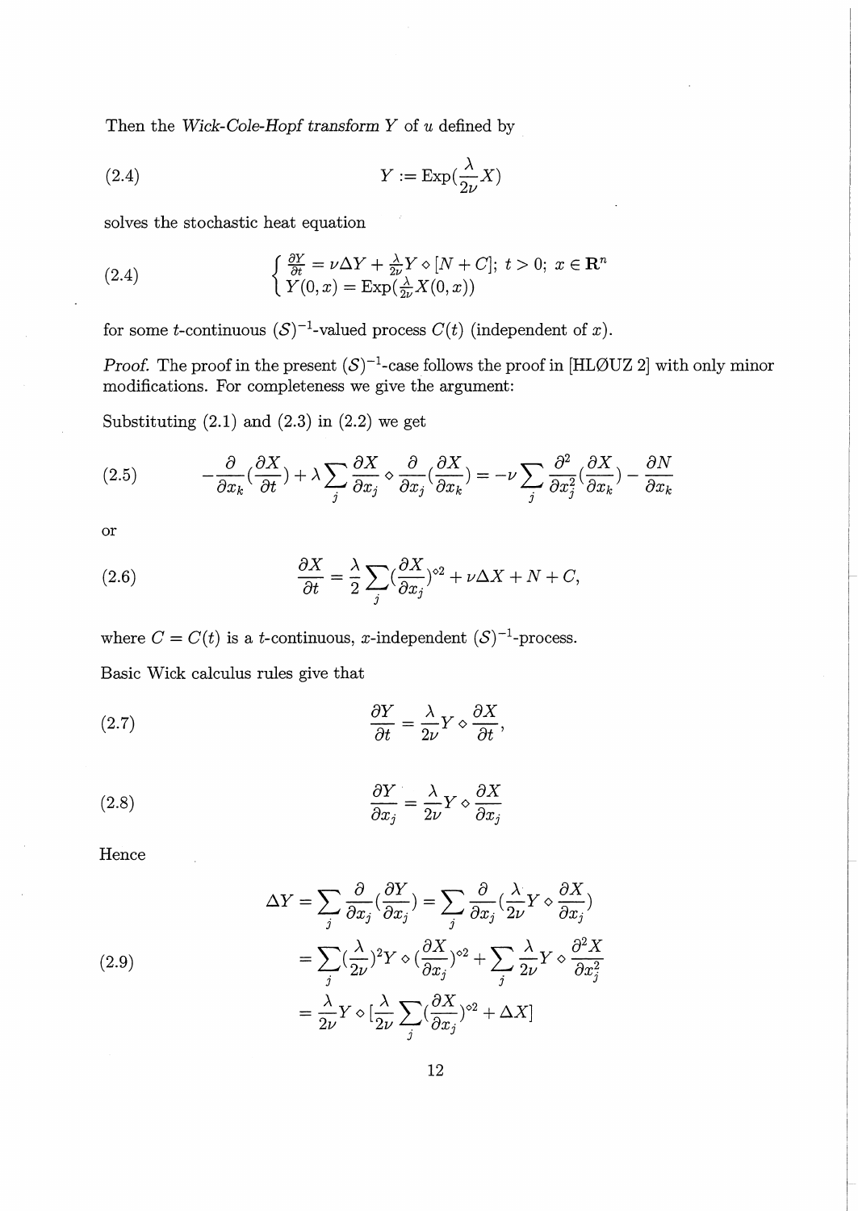Then the *Wick-Cole-Hopf transform* $Y$ of $u$ defined by

$$Y := \operatorname{Exp}(\frac{\lambda}{2\nu}X) \tag{2.4}$$

solves the stochastic heat equation

$$\begin{cases} \frac{\partial Y}{\partial t} = \nu \Delta Y + \frac{\lambda}{2\nu} Y \diamond [N + C];\ t > 0;\ x \in \mathbf{R}^n \\ Y(0,x) = \operatorname{Exp}(\frac{\lambda}{2\nu} X(0,x)) \end{cases} \tag{2.4}$$

for some $t$-continuous $(\mathcal{S})^{-1}$-valued process $C(t)$ (independent of $x$).

*Proof.* The proof in the present $(\mathcal{S})^{-1}$-case follows the proof in [HLØUZ 2] with only minor modifications. For completeness we give the argument:

Substituting (2.1) and (2.3) in (2.2) we get

$$-\frac{\partial}{\partial x_k}(\frac{\partial X}{\partial t}) + \lambda \sum_j \frac{\partial X}{\partial x_j} \diamond \frac{\partial}{\partial x_j}(\frac{\partial X}{\partial x_k}) = -\nu \sum_j \frac{\partial^2}{\partial x_j^2}(\frac{\partial X}{\partial x_k}) - \frac{\partial N}{\partial x_k} \tag{2.5}$$

or

$$\frac{\partial X}{\partial t} = \frac{\lambda}{2} \sum_j (\frac{\partial X}{\partial x_j})^{\diamond 2} + \nu \Delta X + N + C, \tag{2.6}$$

where $C = C(t)$ is a $t$-continuous, $x$-independent $(\mathcal{S})^{-1}$-process.

Basic Wick calculus rules give that

$$\frac{\partial Y}{\partial t} = \frac{\lambda}{2\nu} Y \diamond \frac{\partial X}{\partial t}, \tag{2.7}$$

$$\frac{\partial Y}{\partial x_j} = \frac{\lambda}{2\nu} Y \diamond \frac{\partial X}{\partial x_j} \tag{2.8}$$

Hence

$$\begin{aligned} \Delta Y &= \sum_j \frac{\partial}{\partial x_j}(\frac{\partial Y}{\partial x_j}) = \sum_j \frac{\partial}{\partial x_j}(\frac{\lambda}{2\nu} Y \diamond \frac{\partial X}{\partial x_j}) \\ &= \sum_j (\frac{\lambda}{2\nu})^2 Y \diamond (\frac{\partial X}{\partial x_j})^{\diamond 2} + \sum_j \frac{\lambda}{2\nu} Y \diamond \frac{\partial^2 X}{\partial x_j^2} \\ &= \frac{\lambda}{2\nu} Y \diamond [\frac{\lambda}{2\nu} \sum_j (\frac{\partial X}{\partial x_j})^{\diamond 2} + \Delta X] \end{aligned} \tag{2.9}$$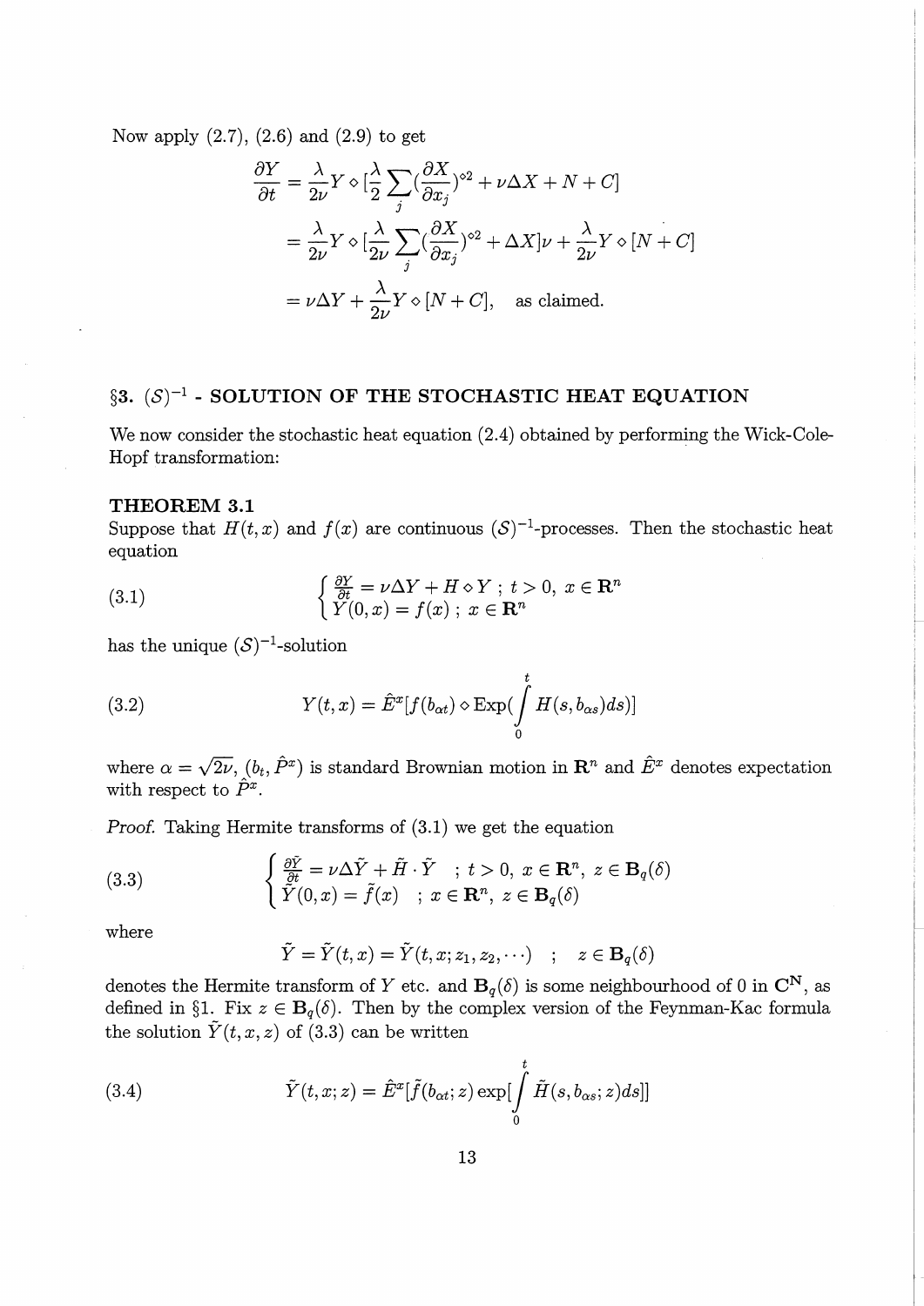Now apply (2.7), (2.6) and (2.9) to get

$$
\begin{aligned}
\frac{\partial Y}{\partial t} &= \frac{\lambda}{2\nu} Y \diamond [\frac{\lambda}{2} \sum_j (\frac{\partial X}{\partial x_j})^{\diamond 2} + \nu \Delta X + N + C] \\
&= \frac{\lambda}{2\nu} Y \diamond [\frac{\lambda}{2\nu} \sum_j (\frac{\partial X}{\partial x_j})^{\diamond 2} + \Delta X]\nu + \frac{\lambda}{2\nu} Y \diamond [N + C] \\
&= \nu \Delta Y + \frac{\lambda}{2\nu} Y \diamond [N + C], \quad \text{as claimed.}
\end{aligned}
$$

## §3. $(\mathcal{S})^{-1}$ - SOLUTION OF THE STOCHASTIC HEAT EQUATION

We now consider the stochastic heat equation (2.4) obtained by performing the Wick-Cole-Hopf transformation:

### THEOREM 3.1

Suppose that $H(t,x)$ and $f(x)$ are continuous $(\mathcal{S})^{-1}$-processes. Then the stochastic heat equation

$$
(3.1) \qquad \begin{cases} \frac{\partial Y}{\partial t} = \nu \Delta Y + H \diamond Y \; ; \; t > 0, \; x \in \mathbf{R}^n \\ Y(0,x) = f(x) \; ; \; x \in \mathbf{R}^n \end{cases}
$$

has the unique $(\mathcal{S})^{-1}$-solution

$$
(3.2) \qquad Y(t,x) = \hat{E}^x[f(b_{\alpha t}) \diamond \operatorname{Exp}(\int_0^t H(s, b_{\alpha s}) ds)]
$$

where $\alpha = \sqrt{2\nu}$, $(b_t, \hat{P}^x)$ is standard Brownian motion in $\mathbf{R}^n$ and $\hat{E}^x$ denotes expectation with respect to $\hat{P}^x$.

*Proof.* Taking Hermite transforms of (3.1) we get the equation

$$
(3.3) \qquad \begin{cases} \frac{\partial \tilde{Y}}{\partial t} = \nu \Delta \tilde{Y} + \tilde{H} \cdot \tilde{Y} \quad ; \; t > 0, \; x \in \mathbf{R}^n, \; z \in \mathbf{B}_q(\delta) \\ \tilde{Y}(0,x) = \tilde{f}(x) \quad ; \; x \in \mathbf{R}^n, \; z \in \mathbf{B}_q(\delta) \end{cases}
$$

where

$$
\tilde{Y} = \tilde{Y}(t,x) = \tilde{Y}(t,x; z_1, z_2, \cdots) \quad ; \quad z \in \mathbf{B}_q(\delta)
$$

denotes the Hermite transform of $Y$ etc. and $\mathbf{B}_q(\delta)$ is some neighbourhood of 0 in $\mathbf{C}^{\mathbf{N}}$, as defined in §1. Fix $z \in \mathbf{B}_q(\delta)$. Then by the complex version of the Feynman-Kac formula the solution $\tilde{Y}(t,x,z)$ of (3.3) can be written

$$
(3.4) \qquad \tilde{Y}(t,x;z) = \hat{E}^x[\tilde{f}(b_{\alpha t}; z) \exp[\int_0^t \tilde{H}(s, b_{\alpha s}; z) ds]]
$$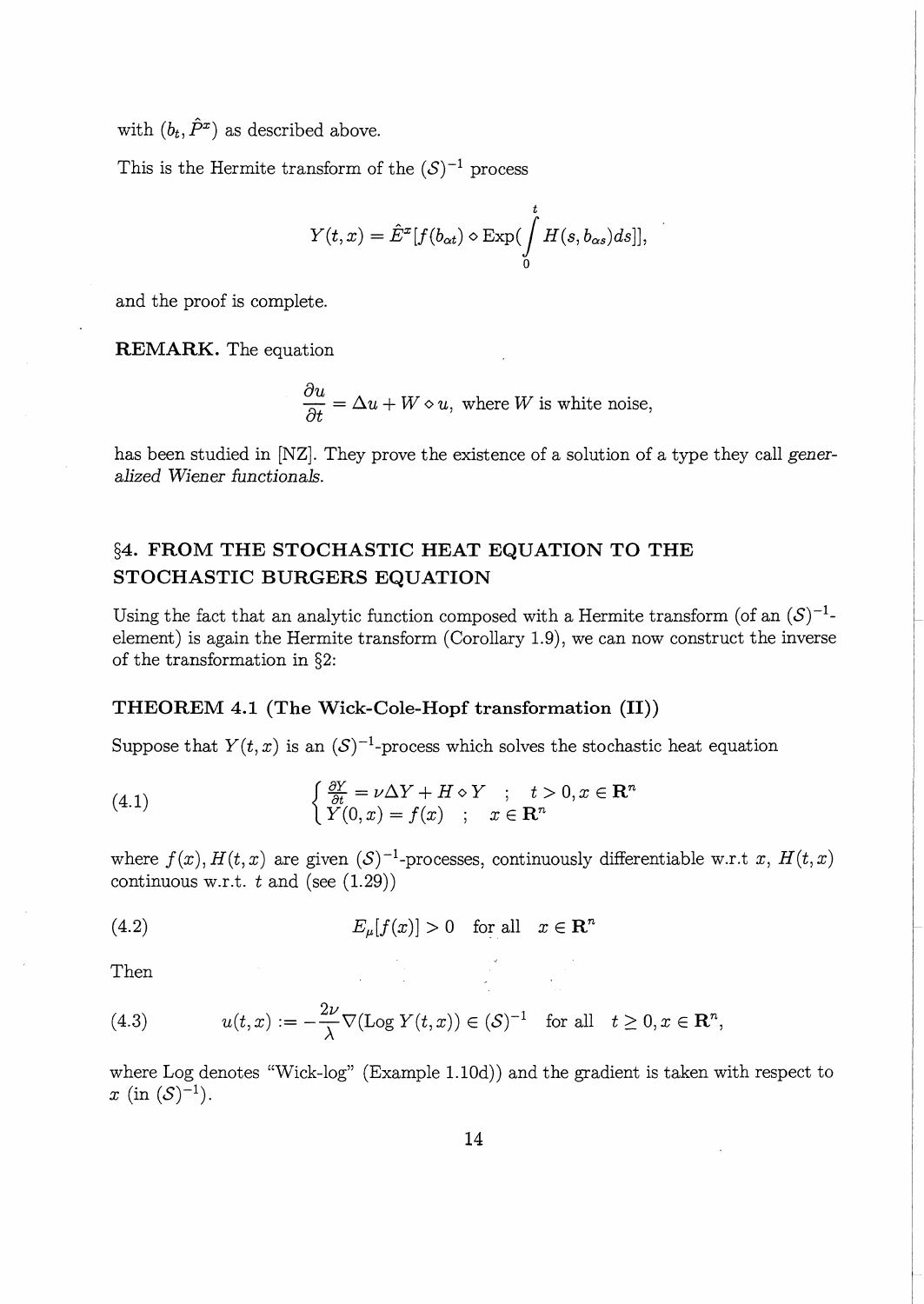with $(b_t, \hat{P}^x)$ as described above.

This is the Hermite transform of the $(\mathcal{S})^{-1}$ process

$$Y(t,x) = \hat{E}^x[f(b_{\alpha t}) \diamond \operatorname{Exp}(\int_0^t H(s, b_{\alpha s})ds)],$$

and the proof is complete.

**REMARK.** The equation

$$\frac{\partial u}{\partial t} = \Delta u + W \diamond u, \text{ where } W \text{ is white noise,}$$

has been studied in [NZ]. They prove the existence of a solution of a type they call *generalized Wiener functionals.*

## §4. FROM THE STOCHASTIC HEAT EQUATION TO THE STOCHASTIC BURGERS EQUATION

Using the fact that an analytic function composed with a Hermite transform (of an $(\mathcal{S})^{-1}$-element) is again the Hermite transform (Corollary 1.9), we can now construct the inverse of the transformation in §2:

### THEOREM 4.1 (The Wick-Cole-Hopf transformation (II))

Suppose that $Y(t,x)$ is an $(\mathcal{S})^{-1}$-process which solves the stochastic heat equation

$$(4.1) \qquad \begin{cases} \frac{\partial Y}{\partial t} = \nu \Delta Y + H \diamond Y \quad ; \quad t > 0, x \in \mathbf{R}^n \\ Y(0,x) = f(x) \quad ; \quad x \in \mathbf{R}^n \end{cases}$$

where $f(x), H(t,x)$ are given $(\mathcal{S})^{-1}$-processes, continuously differentiable w.r.t $x$, $H(t,x)$ continuous w.r.t. $t$ and (see (1.29))

$$(4.2) \qquad E_\mu[f(x)] > 0 \quad \text{for all} \quad x \in \mathbf{R}^n$$

Then

$$(4.3) \qquad u(t,x) := -\frac{2\nu}{\lambda}\nabla(\operatorname{Log} Y(t,x)) \in (\mathcal{S})^{-1} \quad \text{for all} \quad t \geq 0, x \in \mathbf{R}^n,$$

where Log denotes "Wick-log" (Example 1.10d)) and the gradient is taken with respect to $x$ (in $(\mathcal{S})^{-1}$).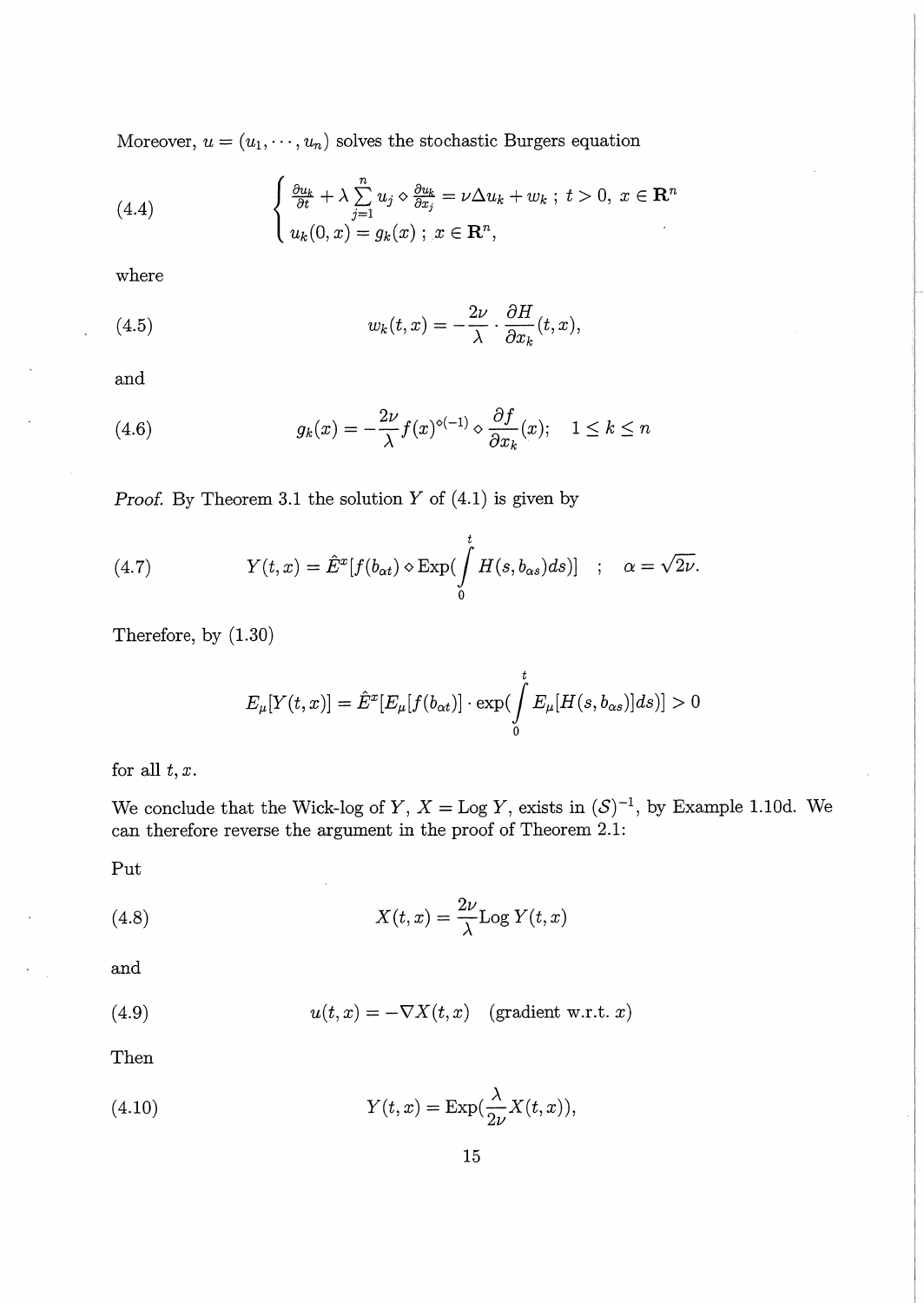Moreover, $u = (u_1, \cdots, u_n)$ solves the stochastic Burgers equation

$$
(4.4) \qquad \begin{cases} \frac{\partial u_k}{\partial t} + \lambda \sum_{j=1}^{n} u_j \diamond \frac{\partial u_k}{\partial x_j} = \nu \Delta u_k + w_k \ ; \ t > 0, \ x \in \mathbf{R}^n \\ u_k(0, x) = g_k(x) \ ; \ x \in \mathbf{R}^n, \end{cases}
$$

where

$$
(4.5) \qquad w_k(t, x) = -\frac{2\nu}{\lambda} \cdot \frac{\partial H}{\partial x_k}(t, x),
$$

and

$$
(4.6) \qquad g_k(x) = -\frac{2\nu}{\lambda} f(x)^{\diamond(-1)} \diamond \frac{\partial f}{\partial x_k}(x); \quad 1 \leq k \leq n
$$

*Proof.* By Theorem 3.1 the solution $Y$ of (4.1) is given by

$$
(4.7) \qquad Y(t, x) = \hat{E}^x[f(b_{\alpha t}) \diamond \operatorname{Exp}(\int_0^t H(s, b_{\alpha s}) ds)] \quad ; \quad \alpha = \sqrt{2\nu}.
$$

Therefore, by (1.30)

$$
E_\mu[Y(t, x)] = \hat{E}^x[E_\mu[f(b_{\alpha t})] \cdot \exp(\int_0^t E_\mu[H(s, b_{\alpha s})] ds)] > 0
$$

for all $t, x$.

We conclude that the Wick-log of $Y$, $X = \operatorname{Log} Y$, exists in $(\mathcal{S})^{-1}$, by Example 1.10d. We can therefore reverse the argument in the proof of Theorem 2.1:

Put

$$
(4.8) \qquad X(t, x) = \frac{2\nu}{\lambda} \operatorname{Log} Y(t, x)
$$

and

$$
(4.9) \qquad u(t, x) = -\nabla X(t, x) \quad \text{(gradient w.r.t. } x\text{)}
$$

Then

$$
(4.10) \qquad Y(t, x) = \operatorname{Exp}(\frac{\lambda}{2\nu} X(t, x)),
$$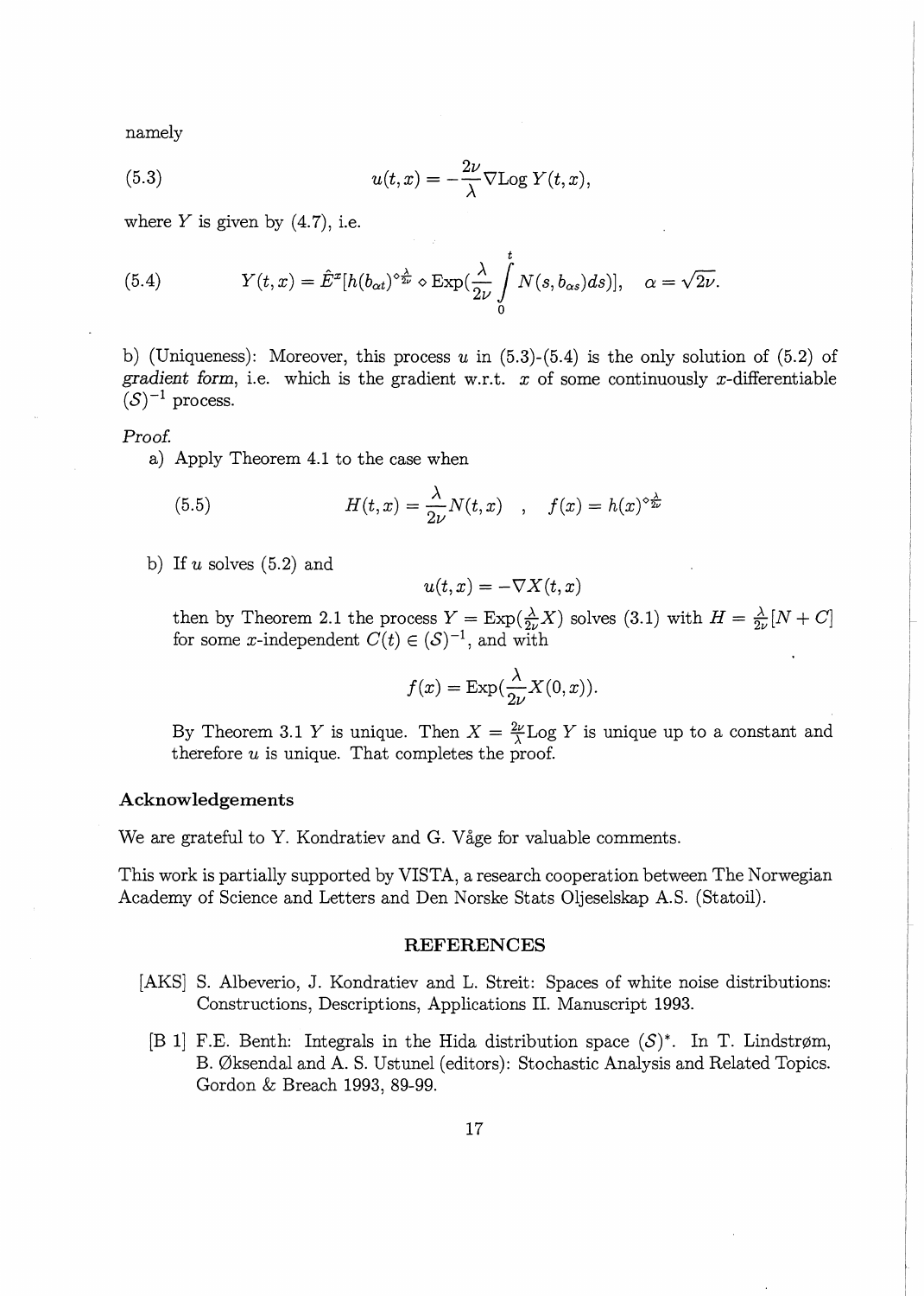namely

$$u(t,x) = -\frac{2\nu}{\lambda}\nabla \text{Log}\, Y(t,x), \tag{5.3}$$

where $Y$ is given by (4.7), i.e.

$$Y(t,x) = \hat{E}^x[h(b_{\alpha t})^{\diamond\frac{\lambda}{2\nu}} \diamond \text{Exp}(\frac{\lambda}{2\nu}\int_0^t N(s, b_{\alpha s})ds)], \quad \alpha = \sqrt{2\nu}. \tag{5.4}$$

b) (Uniqueness): Moreover, this process $u$ in (5.3)-(5.4) is the only solution of (5.2) of *gradient form*, i.e. which is the gradient w.r.t. $x$ of some continuously $x$-differentiable $(\mathcal{S})^{-1}$ process.

*Proof.*

a) Apply Theorem 4.1 to the case when

$$H(t,x) = \frac{\lambda}{2\nu}N(t,x) \quad , \quad f(x) = h(x)^{\diamond\frac{\lambda}{2\nu}} \tag{5.5}$$

b) If $u$ solves (5.2) and

$$u(t,x) = -\nabla X(t,x)$$

then by Theorem 2.1 the process $Y = \text{Exp}(\frac{\lambda}{2\nu}X)$ solves (3.1) with $H = \frac{\lambda}{2\nu}[N + C]$ for some $x$-independent $C(t) \in (\mathcal{S})^{-1}$, and with

$$f(x) = \text{Exp}(\frac{\lambda}{2\nu}X(0,x)).$$

By Theorem 3.1 $Y$ is unique. Then $X = \frac{2\nu}{\lambda}\text{Log}\, Y$ is unique up to a constant and therefore $u$ is unique. That completes the proof.

### Acknowledgements

We are grateful to Y. Kondratiev and G. Våge for valuable comments.

This work is partially supported by VISTA, a research cooperation between The Norwegian Academy of Science and Letters and Den Norske Stats Oljeselskap A.S. (Statoil).

## REFERENCES

[AKS] S. Albeverio, J. Kondratiev and L. Streit: Spaces of white noise distributions: Constructions, Descriptions, Applications II. Manuscript 1993.

[B 1] F.E. Benth: Integrals in the Hida distribution space $(\mathcal{S})^*$. In T. Lindstrøm, B. Øksendal and A. S. Ustunel (editors): Stochastic Analysis and Related Topics. Gordon & Breach 1993, 89-99.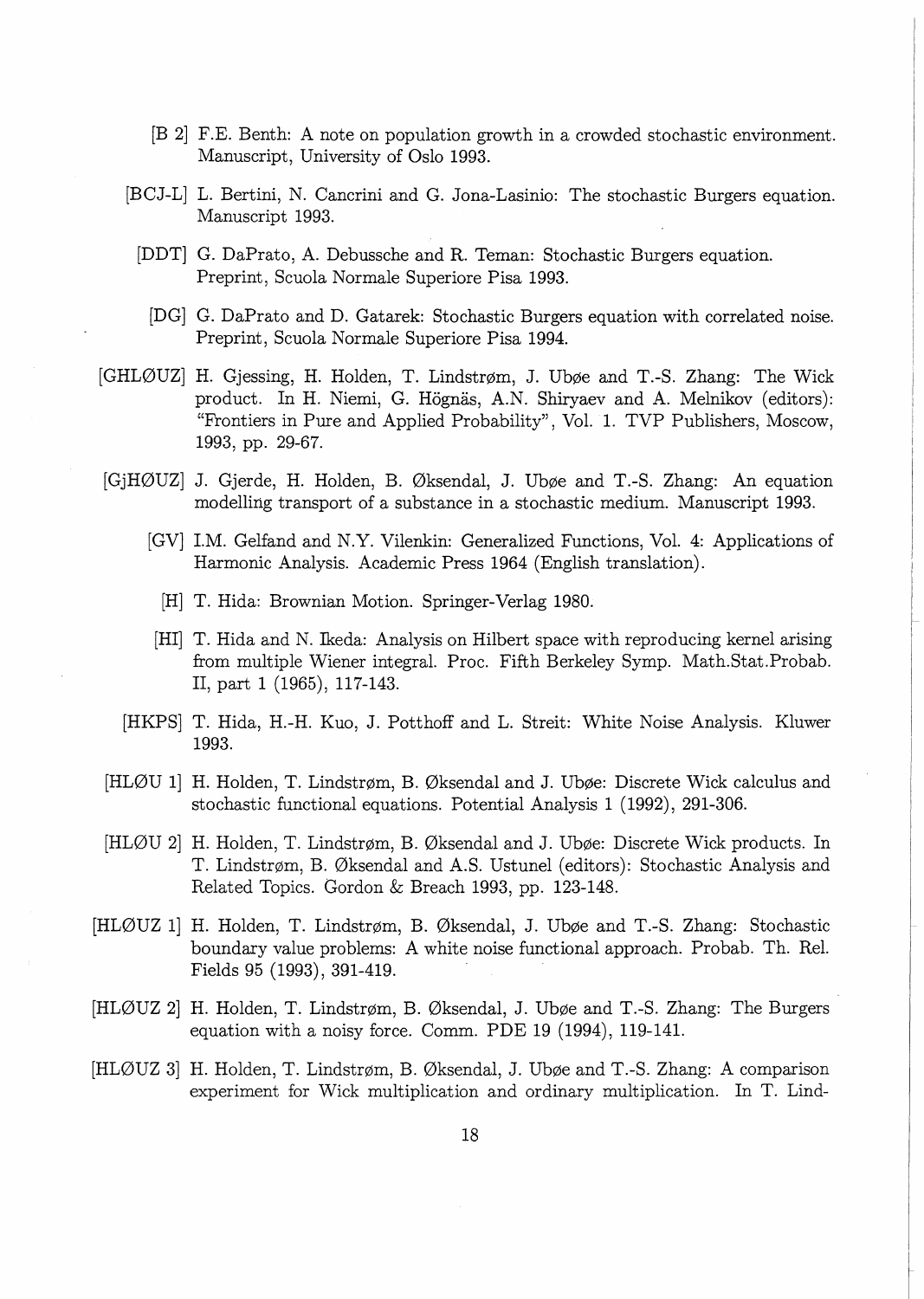[B 2] F.E. Benth: A note on population growth in a crowded stochastic environment. Manuscript, University of Oslo 1993.

[BCJ-L] L. Bertini, N. Cancrini and G. Jona-Lasinio: The stochastic Burgers equation. Manuscript 1993.

[DDT] G. DaPrato, A. Debussche and R. Teman: Stochastic Burgers equation. Preprint, Scuola Normale Superiore Pisa 1993.

[DG] G. DaPrato and D. Gatarek: Stochastic Burgers equation with correlated noise. Preprint, Scuola Normale Superiore Pisa 1994.

[GHLØUZ] H. Gjessing, H. Holden, T. Lindstrøm, J. Ubøe and T.-S. Zhang: The Wick product. In H. Niemi, G. Högnäs, A.N. Shiryaev and A. Melnikov (editors): "Frontiers in Pure and Applied Probability", Vol. 1. TVP Publishers, Moscow, 1993, pp. 29-67.

[GjHØUZ] J. Gjerde, H. Holden, B. Øksendal, J. Ubøe and T.-S. Zhang: An equation modelling transport of a substance in a stochastic medium. Manuscript 1993.

[GV] I.M. Gelfand and N.Y. Vilenkin: Generalized Functions, Vol. 4: Applications of Harmonic Analysis. Academic Press 1964 (English translation).

[H] T. Hida: Brownian Motion. Springer-Verlag 1980.

[HI] T. Hida and N. Ikeda: Analysis on Hilbert space with reproducing kernel arising from multiple Wiener integral. Proc. Fifth Berkeley Symp. Math.Stat.Probab. II, part 1 (1965), 117-143.

[HKPS] T. Hida, H.-H. Kuo, J. Potthoff and L. Streit: White Noise Analysis. Kluwer 1993.

[HLØU 1] H. Holden, T. Lindstrøm, B. Øksendal and J. Ubøe: Discrete Wick calculus and stochastic functional equations. Potential Analysis 1 (1992), 291-306.

[HLØU 2] H. Holden, T. Lindstrøm, B. Øksendal and J. Ubøe: Discrete Wick products. In T. Lindstrøm, B. Øksendal and A.S. Ustunel (editors): Stochastic Analysis and Related Topics. Gordon & Breach 1993, pp. 123-148.

[HLØUZ 1] H. Holden, T. Lindstrøm, B. Øksendal, J. Ubøe and T.-S. Zhang: Stochastic boundary value problems: A white noise functional approach. Probab. Th. Rel. Fields 95 (1993), 391-419.

[HLØUZ 2] H. Holden, T. Lindstrøm, B. Øksendal, J. Ubøe and T.-S. Zhang: The Burgers equation with a noisy force. Comm. PDE 19 (1994), 119-141.

[HLØUZ 3] H. Holden, T. Lindstrøm, B. Øksendal, J. Ubøe and T.-S. Zhang: A comparison experiment for Wick multiplication and ordinary multiplication. In T. Lind-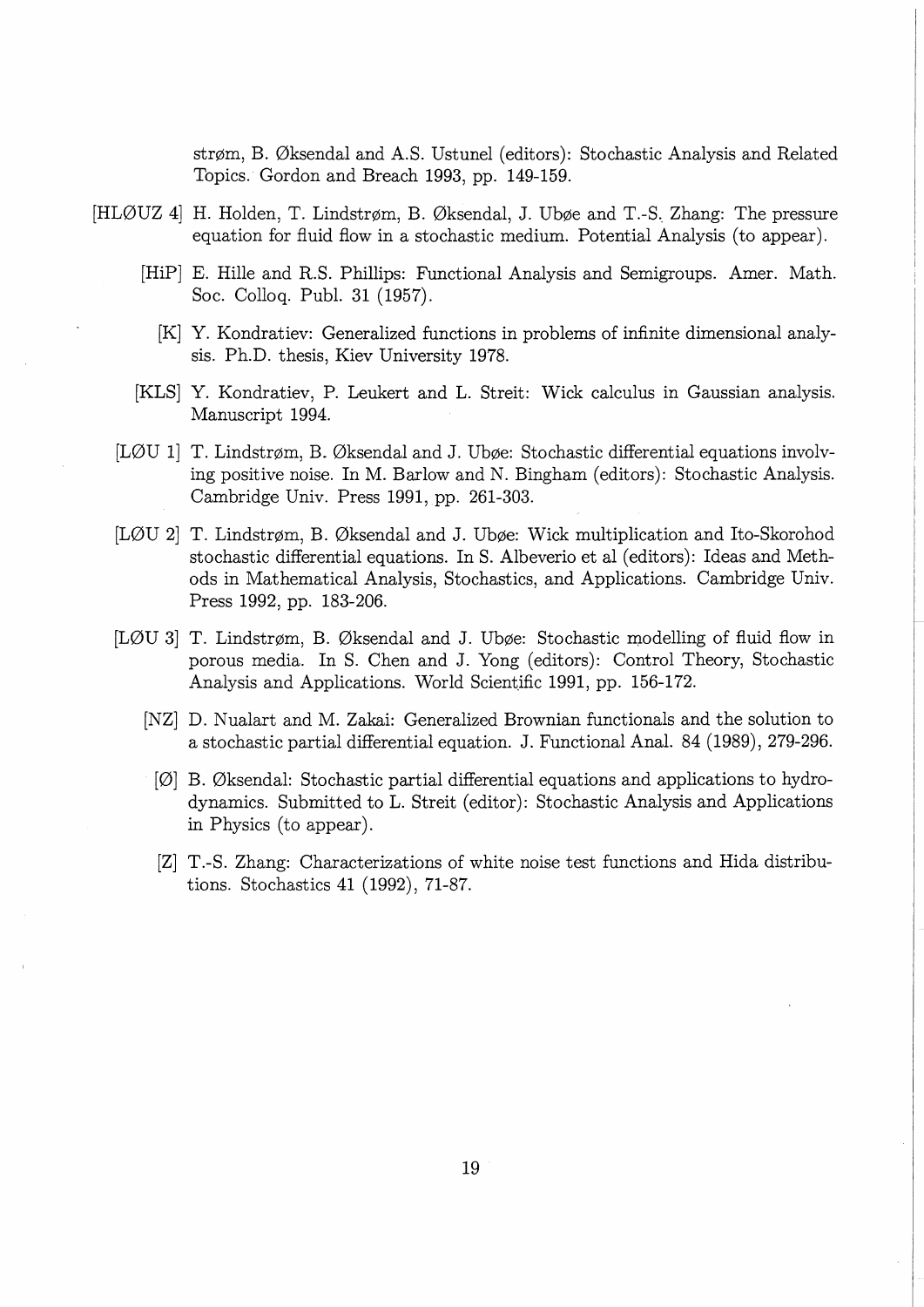strøm, B. Øksendal and A.S. Ustunel (editors): Stochastic Analysis and Related Topics. Gordon and Breach 1993, pp. 149-159.

[HLØUZ 4] H. Holden, T. Lindstrøm, B. Øksendal, J. Ubøe and T.-S. Zhang: The pressure equation for fluid flow in a stochastic medium. Potential Analysis (to appear).

[HiP] E. Hille and R.S. Phillips: Functional Analysis and Semigroups. Amer. Math. Soc. Colloq. Publ. 31 (1957).

[K] Y. Kondratiev: Generalized functions in problems of infinite dimensional analysis. Ph.D. thesis, Kiev University 1978.

[KLS] Y. Kondratiev, P. Leukert and L. Streit: Wick calculus in Gaussian analysis. Manuscript 1994.

[LØU 1] T. Lindstrøm, B. Øksendal and J. Ubøe: Stochastic differential equations involving positive noise. In M. Barlow and N. Bingham (editors): Stochastic Analysis. Cambridge Univ. Press 1991, pp. 261-303.

[LØU 2] T. Lindstrøm, B. Øksendal and J. Ubøe: Wick multiplication and Ito-Skorohod stochastic differential equations. In S. Albeverio et al (editors): Ideas and Methods in Mathematical Analysis, Stochastics, and Applications. Cambridge Univ. Press 1992, pp. 183-206.

[LØU 3] T. Lindstrøm, B. Øksendal and J. Ubøe: Stochastic modelling of fluid flow in porous media. In S. Chen and J. Yong (editors): Control Theory, Stochastic Analysis and Applications. World Scientific 1991, pp. 156-172.

[NZ] D. Nualart and M. Zakai: Generalized Brownian functionals and the solution to a stochastic partial differential equation. J. Functional Anal. 84 (1989), 279-296.

[Ø] B. Øksendal: Stochastic partial differential equations and applications to hydrodynamics. Submitted to L. Streit (editor): Stochastic Analysis and Applications in Physics (to appear).

[Z] T.-S. Zhang: Characterizations of white noise test functions and Hida distributions. Stochastics 41 (1992), 71-87.